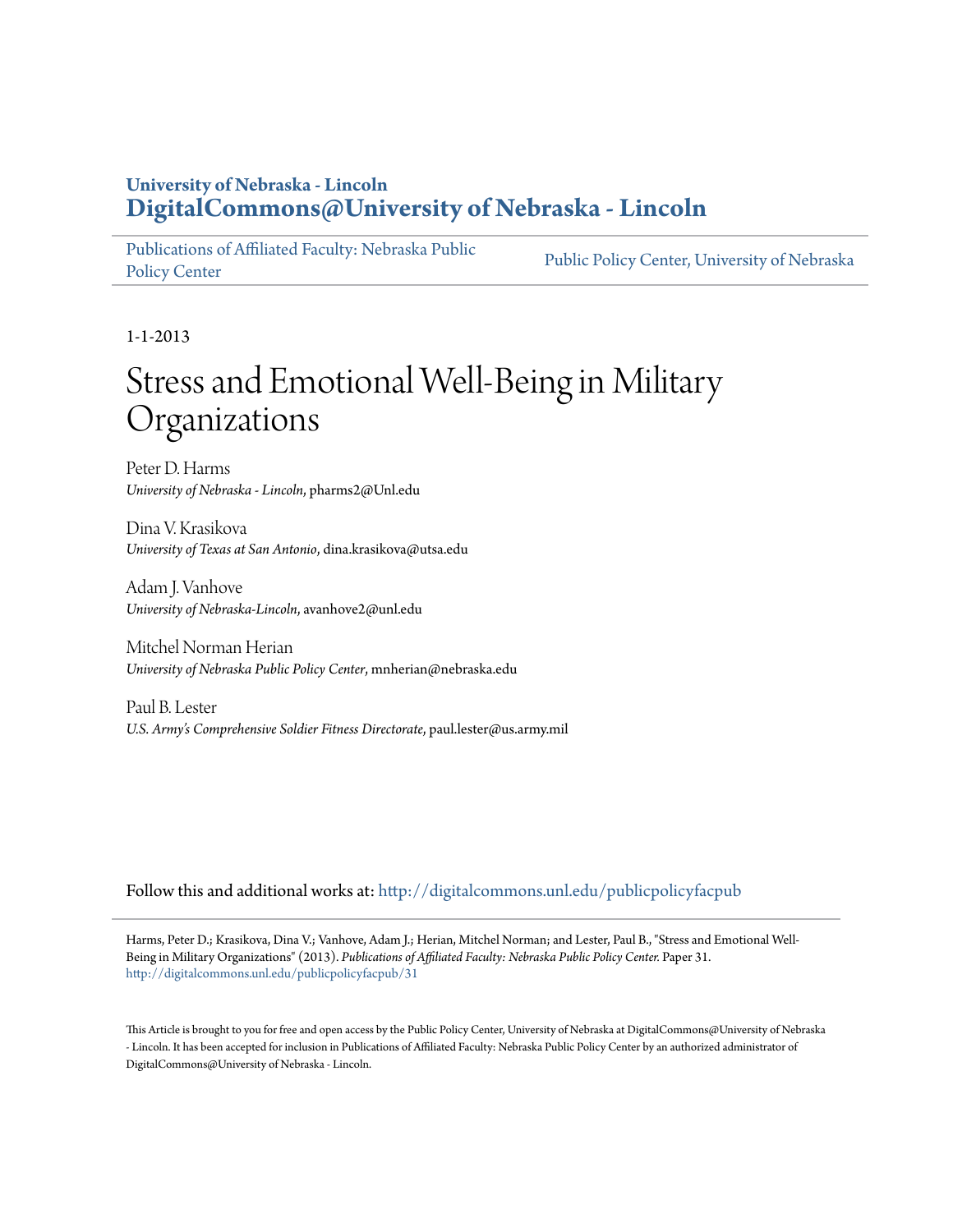**University of Nebraska - Lincoln**
**DigitalCommons@University of Nebraska - Lincoln**

Publications of Affiliated Faculty: Nebraska Public Policy Center | Public Policy Center, University of Nebraska

1-1-2013

# Stress and Emotional Well-Being in Military Organizations

Peter D. Harms
*University of Nebraska - Lincoln*, pharms2@Unl.edu

Dina V. Krasikova
*University of Texas at San Antonio*, dina.krasikova@utsa.edu

Adam J. Vanhove
*University of Nebraska-Lincoln*, avanhove2@unl.edu

Mitchel Norman Herian
*University of Nebraska Public Policy Center*, mnherian@nebraska.edu

Paul B. Lester
*U.S. Army's Comprehensive Soldier Fitness Directorate*, paul.lester@us.army.mil

Follow this and additional works at: http://digitalcommons.unl.edu/publicpolicyfacpub

Harms, Peter D.; Krasikova, Dina V.; Vanhove, Adam J.; Herian, Mitchel Norman; and Lester, Paul B., "Stress and Emotional Well-Being in Military Organizations" (2013). *Publications of Affiliated Faculty: Nebraska Public Policy Center.* Paper 31.
http://digitalcommons.unl.edu/publicpolicyfacpub/31

This Article is brought to you for free and open access by the Public Policy Center, University of Nebraska at DigitalCommons@University of Nebraska - Lincoln. It has been accepted for inclusion in Publications of Affiliated Faculty: Nebraska Public Policy Center by an authorized administrator of DigitalCommons@University of Nebraska - Lincoln.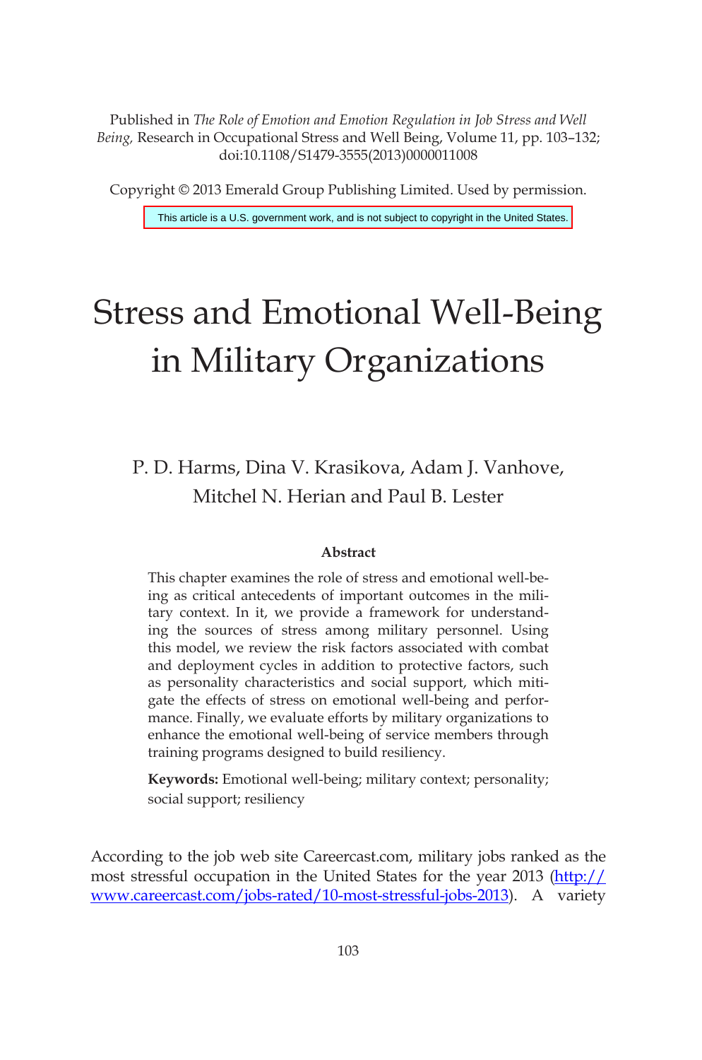Published in *The Role of Emotion and Emotion Regulation in Job Stress and Well Being,* Research in Occupational Stress and Well Being, Volume 11, pp. 103–132; doi:10.1108/S1479-3555(2013)0000011008

Copyright © 2013 Emerald Group Publishing Limited. Used by permission.

This article is a U.S. government work, and is not subject to copyright in the United States.

# Stress and Emotional Well-Being in Military Organizations

P. D. Harms, Dina V. Krasikova, Adam J. Vanhove, Mitchel N. Herian and Paul B. Lester

**Abstract**

This chapter examines the role of stress and emotional well-being as critical antecedents of important outcomes in the military context. In it, we provide a framework for understanding the sources of stress among military personnel. Using this model, we review the risk factors associated with combat and deployment cycles in addition to protective factors, such as personality characteristics and social support, which mitigate the effects of stress on emotional well-being and performance. Finally, we evaluate efforts by military organizations to enhance the emotional well-being of service members through training programs designed to build resiliency.

**Keywords:** Emotional well-being; military context; personality; social support; resiliency

According to the job web site Careercast.com, military jobs ranked as the most stressful occupation in the United States for the year 2013 (http://www.careercast.com/jobs-rated/10-most-stressful-jobs-2013). A variety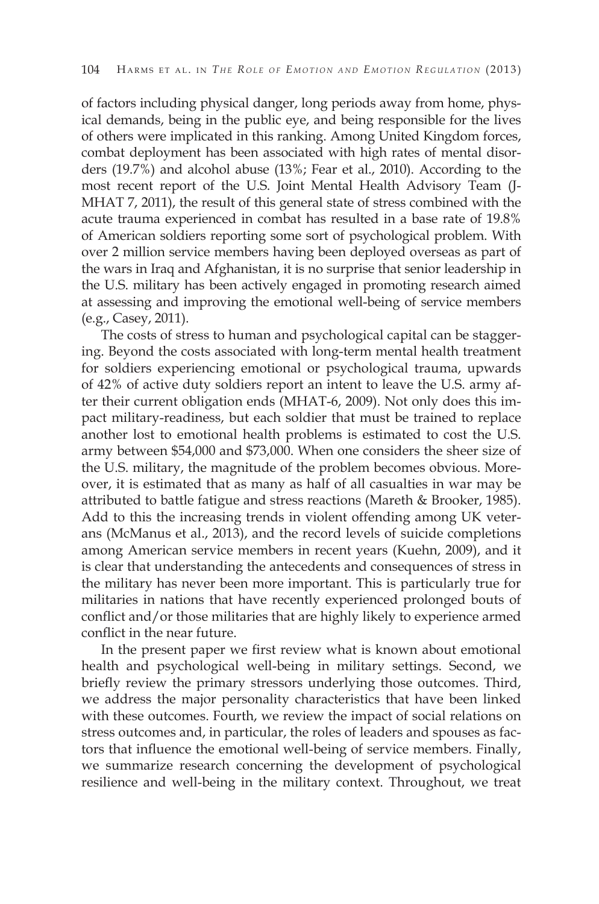of factors including physical danger, long periods away from home, physical demands, being in the public eye, and being responsible for the lives of others were implicated in this ranking. Among United Kingdom forces, combat deployment has been associated with high rates of mental disorders (19.7%) and alcohol abuse (13%; Fear et al., 2010). According to the most recent report of the U.S. Joint Mental Health Advisory Team (J-MHAT 7, 2011), the result of this general state of stress combined with the acute trauma experienced in combat has resulted in a base rate of 19.8% of American soldiers reporting some sort of psychological problem. With over 2 million service members having been deployed overseas as part of the wars in Iraq and Afghanistan, it is no surprise that senior leadership in the U.S. military has been actively engaged in promoting research aimed at assessing and improving the emotional well-being of service members (e.g., Casey, 2011).

The costs of stress to human and psychological capital can be staggering. Beyond the costs associated with long-term mental health treatment for soldiers experiencing emotional or psychological trauma, upwards of 42% of active duty soldiers report an intent to leave the U.S. army after their current obligation ends (MHAT-6, 2009). Not only does this impact military-readiness, but each soldier that must be trained to replace another lost to emotional health problems is estimated to cost the U.S. army between $54,000 and $73,000. When one considers the sheer size of the U.S. military, the magnitude of the problem becomes obvious. Moreover, it is estimated that as many as half of all casualties in war may be attributed to battle fatigue and stress reactions (Mareth & Brooker, 1985). Add to this the increasing trends in violent offending among UK veterans (McManus et al., 2013), and the record levels of suicide completions among American service members in recent years (Kuehn, 2009), and it is clear that understanding the antecedents and consequences of stress in the military has never been more important. This is particularly true for militaries in nations that have recently experienced prolonged bouts of conflict and/or those militaries that are highly likely to experience armed conflict in the near future.

In the present paper we first review what is known about emotional health and psychological well-being in military settings. Second, we briefly review the primary stressors underlying those outcomes. Third, we address the major personality characteristics that have been linked with these outcomes. Fourth, we review the impact of social relations on stress outcomes and, in particular, the roles of leaders and spouses as factors that influence the emotional well-being of service members. Finally, we summarize research concerning the development of psychological resilience and well-being in the military context. Throughout, we treat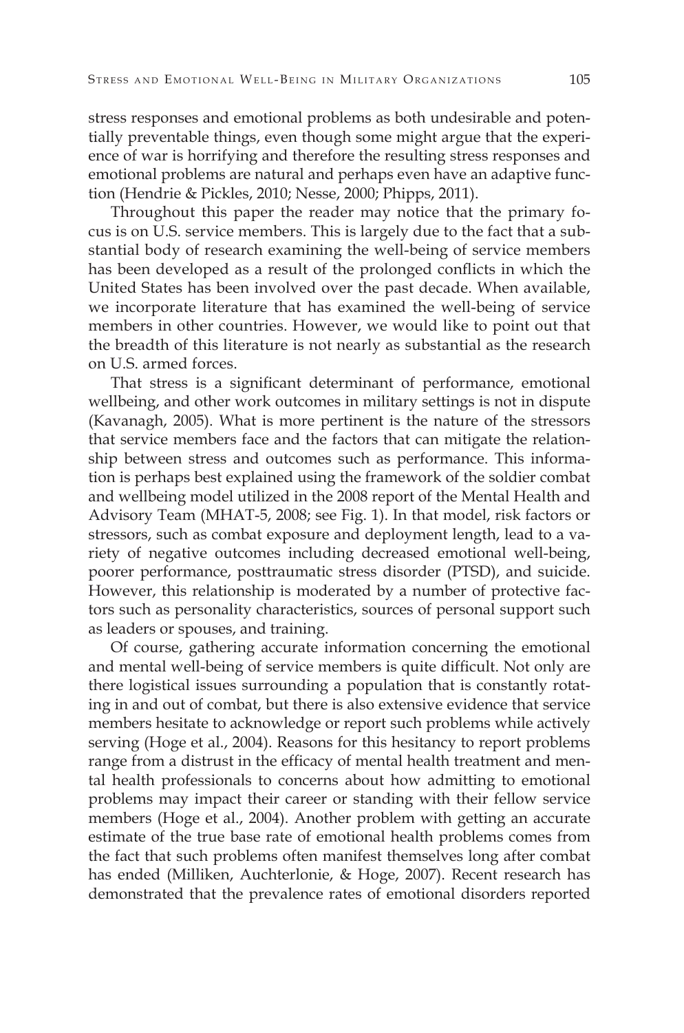stress responses and emotional problems as both undesirable and potentially preventable things, even though some might argue that the experience of war is horrifying and therefore the resulting stress responses and emotional problems are natural and perhaps even have an adaptive function (Hendrie & Pickles, 2010; Nesse, 2000; Phipps, 2011).

Throughout this paper the reader may notice that the primary focus is on U.S. service members. This is largely due to the fact that a substantial body of research examining the well-being of service members has been developed as a result of the prolonged conflicts in which the United States has been involved over the past decade. When available, we incorporate literature that has examined the well-being of service members in other countries. However, we would like to point out that the breadth of this literature is not nearly as substantial as the research on U.S. armed forces.

That stress is a significant determinant of performance, emotional wellbeing, and other work outcomes in military settings is not in dispute (Kavanagh, 2005). What is more pertinent is the nature of the stressors that service members face and the factors that can mitigate the relationship between stress and outcomes such as performance. This information is perhaps best explained using the framework of the soldier combat and wellbeing model utilized in the 2008 report of the Mental Health and Advisory Team (MHAT-5, 2008; see Fig. 1). In that model, risk factors or stressors, such as combat exposure and deployment length, lead to a variety of negative outcomes including decreased emotional well-being, poorer performance, posttraumatic stress disorder (PTSD), and suicide. However, this relationship is moderated by a number of protective factors such as personality characteristics, sources of personal support such as leaders or spouses, and training.

Of course, gathering accurate information concerning the emotional and mental well-being of service members is quite difficult. Not only are there logistical issues surrounding a population that is constantly rotating in and out of combat, but there is also extensive evidence that service members hesitate to acknowledge or report such problems while actively serving (Hoge et al., 2004). Reasons for this hesitancy to report problems range from a distrust in the efficacy of mental health treatment and mental health professionals to concerns about how admitting to emotional problems may impact their career or standing with their fellow service members (Hoge et al., 2004). Another problem with getting an accurate estimate of the true base rate of emotional health problems comes from the fact that such problems often manifest themselves long after combat has ended (Milliken, Auchterlonie, & Hoge, 2007). Recent research has demonstrated that the prevalence rates of emotional disorders reported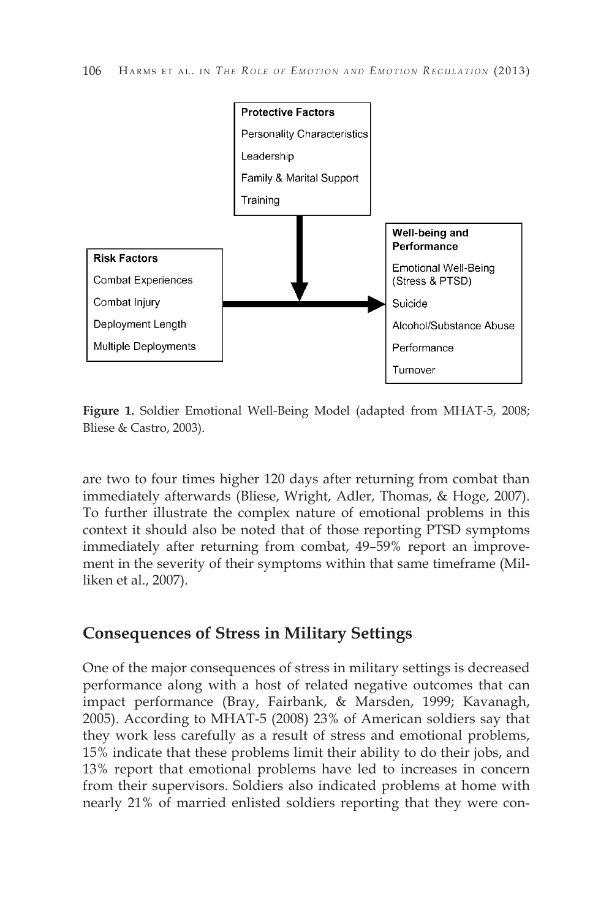**Protective Factors**
- Personality Characteristics
- Leadership
- Family & Marital Support
- Training

**Risk Factors**
- Combat Experiences
- Combat Injury
- Deployment Length
- Multiple Deployments

**Well-being and Performance**
- Emotional Well-Being (Stress & PTSD)
- Suicide
- Alcohol/Substance Abuse
- Performance
- Turnover

**Figure 1.** Soldier Emotional Well-Being Model (adapted from MHAT-5, 2008; Bliese & Castro, 2003).

are two to four times higher 120 days after returning from combat than immediately afterwards (Bliese, Wright, Adler, Thomas, & Hoge, 2007). To further illustrate the complex nature of emotional problems in this context it should also be noted that of those reporting PTSD symptoms immediately after returning from combat, 49–59% report an improvement in the severity of their symptoms within that same timeframe (Milliken et al., 2007).

## Consequences of Stress in Military Settings

One of the major consequences of stress in military settings is decreased performance along with a host of related negative outcomes that can impact performance (Bray, Fairbank, & Marsden, 1999; Kavanagh, 2005). According to MHAT-5 (2008) 23% of American soldiers say that they work less carefully as a result of stress and emotional problems, 15% indicate that these problems limit their ability to do their jobs, and 13% report that emotional problems have led to increases in concern from their supervisors. Soldiers also indicated problems at home with nearly 21% of married enlisted soldiers reporting that they were con-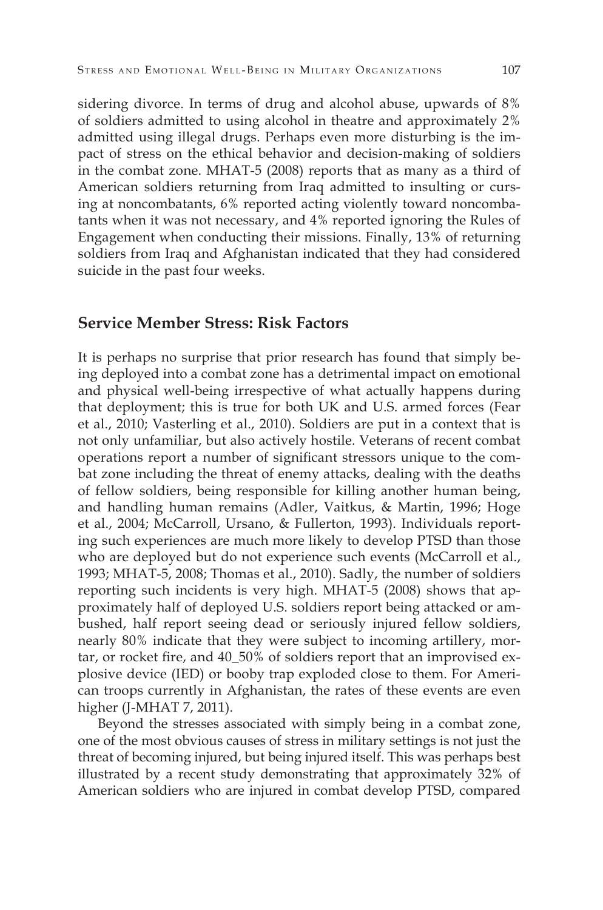sidering divorce. In terms of drug and alcohol abuse, upwards of 8% of soldiers admitted to using alcohol in theatre and approximately 2% admitted using illegal drugs. Perhaps even more disturbing is the impact of stress on the ethical behavior and decision-making of soldiers in the combat zone. MHAT-5 (2008) reports that as many as a third of American soldiers returning from Iraq admitted to insulting or cursing at noncombatants, 6% reported acting violently toward noncombatants when it was not necessary, and 4% reported ignoring the Rules of Engagement when conducting their missions. Finally, 13% of returning soldiers from Iraq and Afghanistan indicated that they had considered suicide in the past four weeks.

## Service Member Stress: Risk Factors

It is perhaps no surprise that prior research has found that simply being deployed into a combat zone has a detrimental impact on emotional and physical well-being irrespective of what actually happens during that deployment; this is true for both UK and U.S. armed forces (Fear et al., 2010; Vasterling et al., 2010). Soldiers are put in a context that is not only unfamiliar, but also actively hostile. Veterans of recent combat operations report a number of significant stressors unique to the combat zone including the threat of enemy attacks, dealing with the deaths of fellow soldiers, being responsible for killing another human being, and handling human remains (Adler, Vaitkus, & Martin, 1996; Hoge et al., 2004; McCarroll, Ursano, & Fullerton, 1993). Individuals reporting such experiences are much more likely to develop PTSD than those who are deployed but do not experience such events (McCarroll et al., 1993; MHAT-5, 2008; Thomas et al., 2010). Sadly, the number of soldiers reporting such incidents is very high. MHAT-5 (2008) shows that approximately half of deployed U.S. soldiers report being attacked or ambushed, half report seeing dead or seriously injured fellow soldiers, nearly 80% indicate that they were subject to incoming artillery, mortar, or rocket fire, and 40_50% of soldiers report that an improvised explosive device (IED) or booby trap exploded close to them. For American troops currently in Afghanistan, the rates of these events are even higher (J-MHAT 7, 2011).

Beyond the stresses associated with simply being in a combat zone, one of the most obvious causes of stress in military settings is not just the threat of becoming injured, but being injured itself. This was perhaps best illustrated by a recent study demonstrating that approximately 32% of American soldiers who are injured in combat develop PTSD, compared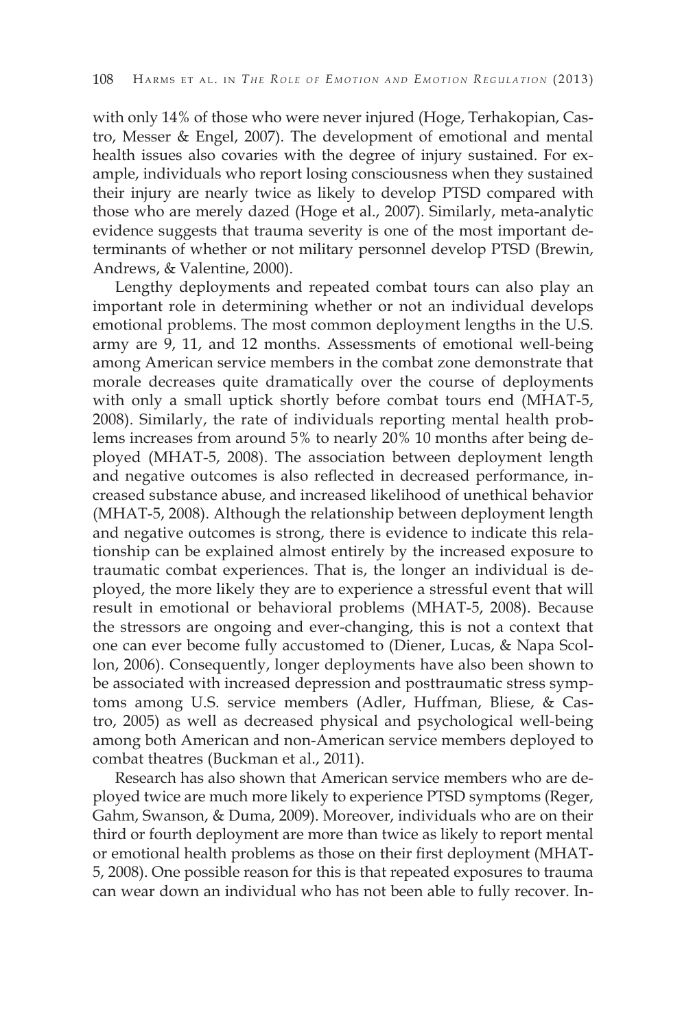with only 14% of those who were never injured (Hoge, Terhakopian, Castro, Messer & Engel, 2007). The development of emotional and mental health issues also covaries with the degree of injury sustained. For example, individuals who report losing consciousness when they sustained their injury are nearly twice as likely to develop PTSD compared with those who are merely dazed (Hoge et al., 2007). Similarly, meta-analytic evidence suggests that trauma severity is one of the most important determinants of whether or not military personnel develop PTSD (Brewin, Andrews, & Valentine, 2000).

Lengthy deployments and repeated combat tours can also play an important role in determining whether or not an individual develops emotional problems. The most common deployment lengths in the U.S. army are 9, 11, and 12 months. Assessments of emotional well-being among American service members in the combat zone demonstrate that morale decreases quite dramatically over the course of deployments with only a small uptick shortly before combat tours end (MHAT-5, 2008). Similarly, the rate of individuals reporting mental health problems increases from around 5% to nearly 20% 10 months after being deployed (MHAT-5, 2008). The association between deployment length and negative outcomes is also reflected in decreased performance, increased substance abuse, and increased likelihood of unethical behavior (MHAT-5, 2008). Although the relationship between deployment length and negative outcomes is strong, there is evidence to indicate this relationship can be explained almost entirely by the increased exposure to traumatic combat experiences. That is, the longer an individual is deployed, the more likely they are to experience a stressful event that will result in emotional or behavioral problems (MHAT-5, 2008). Because the stressors are ongoing and ever-changing, this is not a context that one can ever become fully accustomed to (Diener, Lucas, & Napa Scollon, 2006). Consequently, longer deployments have also been shown to be associated with increased depression and posttraumatic stress symptoms among U.S. service members (Adler, Huffman, Bliese, & Castro, 2005) as well as decreased physical and psychological well-being among both American and non-American service members deployed to combat theatres (Buckman et al., 2011).

Research has also shown that American service members who are deployed twice are much more likely to experience PTSD symptoms (Reger, Gahm, Swanson, & Duma, 2009). Moreover, individuals who are on their third or fourth deployment are more than twice as likely to report mental or emotional health problems as those on their first deployment (MHAT-5, 2008). One possible reason for this is that repeated exposures to trauma can wear down an individual who has not been able to fully recover. In-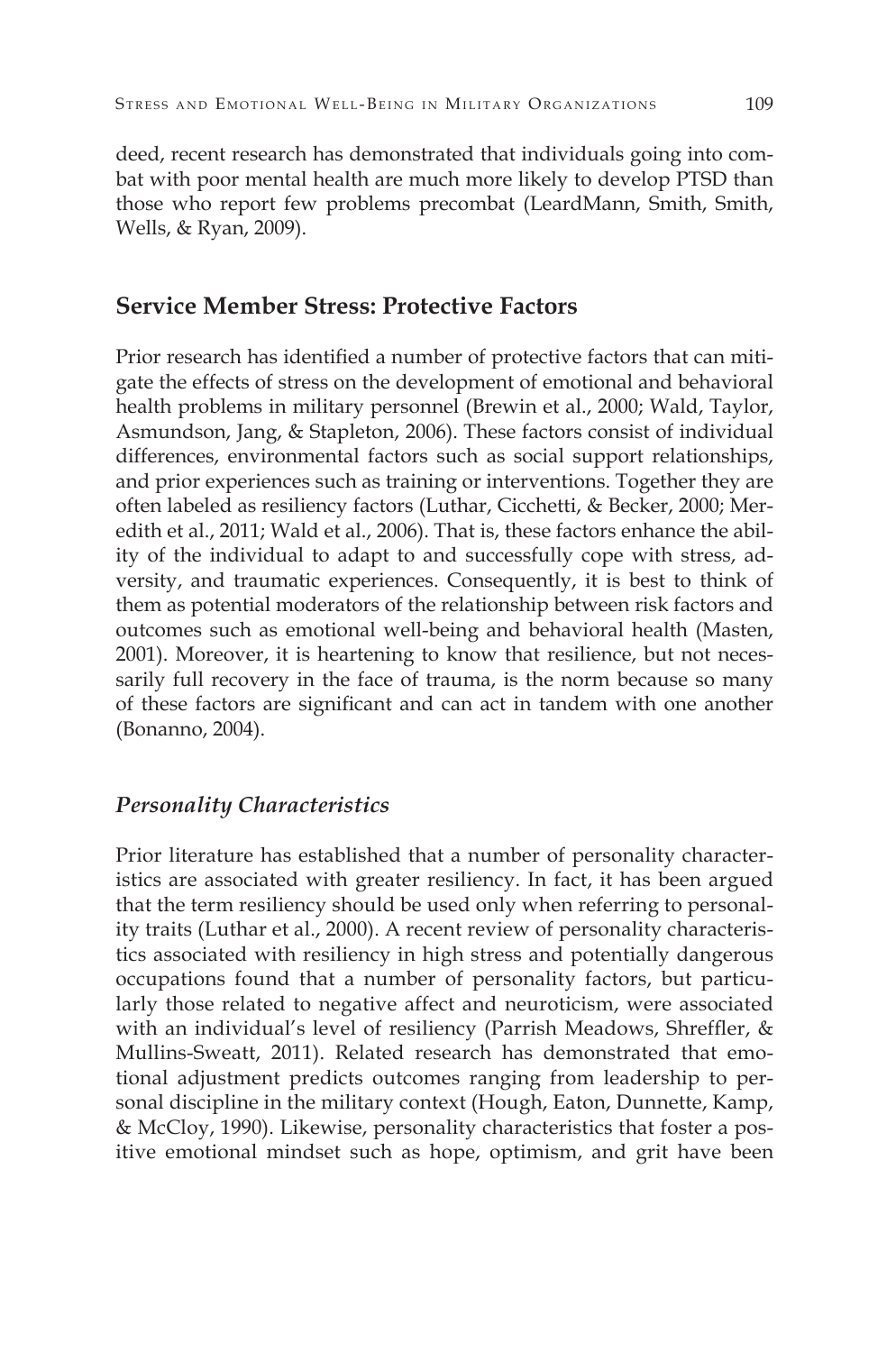deed, recent research has demonstrated that individuals going into combat with poor mental health are much more likely to develop PTSD than those who report few problems precombat (LeardMann, Smith, Smith, Wells, & Ryan, 2009).

## Service Member Stress: Protective Factors

Prior research has identified a number of protective factors that can mitigate the effects of stress on the development of emotional and behavioral health problems in military personnel (Brewin et al., 2000; Wald, Taylor, Asmundson, Jang, & Stapleton, 2006). These factors consist of individual differences, environmental factors such as social support relationships, and prior experiences such as training or interventions. Together they are often labeled as resiliency factors (Luthar, Cicchetti, & Becker, 2000; Meredith et al., 2011; Wald et al., 2006). That is, these factors enhance the ability of the individual to adapt to and successfully cope with stress, adversity, and traumatic experiences. Consequently, it is best to think of them as potential moderators of the relationship between risk factors and outcomes such as emotional well-being and behavioral health (Masten, 2001). Moreover, it is heartening to know that resilience, but not necessarily full recovery in the face of trauma, is the norm because so many of these factors are significant and can act in tandem with one another (Bonanno, 2004).

### *Personality Characteristics*

Prior literature has established that a number of personality characteristics are associated with greater resiliency. In fact, it has been argued that the term resiliency should be used only when referring to personality traits (Luthar et al., 2000). A recent review of personality characteristics associated with resiliency in high stress and potentially dangerous occupations found that a number of personality factors, but particularly those related to negative affect and neuroticism, were associated with an individual's level of resiliency (Parrish Meadows, Shreffler, & Mullins-Sweatt, 2011). Related research has demonstrated that emotional adjustment predicts outcomes ranging from leadership to personal discipline in the military context (Hough, Eaton, Dunnette, Kamp, & McCloy, 1990). Likewise, personality characteristics that foster a positive emotional mindset such as hope, optimism, and grit have been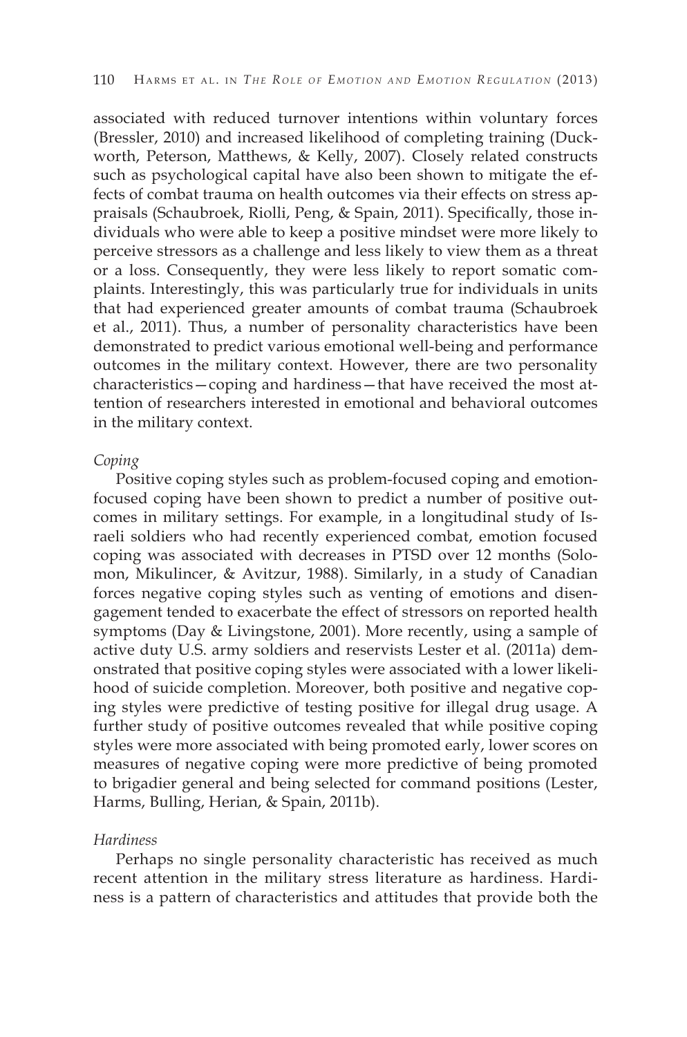associated with reduced turnover intentions within voluntary forces (Bressler, 2010) and increased likelihood of completing training (Duckworth, Peterson, Matthews, & Kelly, 2007). Closely related constructs such as psychological capital have also been shown to mitigate the effects of combat trauma on health outcomes via their effects on stress appraisals (Schaubroek, Riolli, Peng, & Spain, 2011). Specifically, those individuals who were able to keep a positive mindset were more likely to perceive stressors as a challenge and less likely to view them as a threat or a loss. Consequently, they were less likely to report somatic complaints. Interestingly, this was particularly true for individuals in units that had experienced greater amounts of combat trauma (Schaubroek et al., 2011). Thus, a number of personality characteristics have been demonstrated to predict various emotional well-being and performance outcomes in the military context. However, there are two personality characteristics—coping and hardiness—that have received the most attention of researchers interested in emotional and behavioral outcomes in the military context.

*Coping*

Positive coping styles such as problem-focused coping and emotion-focused coping have been shown to predict a number of positive outcomes in military settings. For example, in a longitudinal study of Israeli soldiers who had recently experienced combat, emotion focused coping was associated with decreases in PTSD over 12 months (Solomon, Mikulincer, & Avitzur, 1988). Similarly, in a study of Canadian forces negative coping styles such as venting of emotions and disengagement tended to exacerbate the effect of stressors on reported health symptoms (Day & Livingstone, 2001). More recently, using a sample of active duty U.S. army soldiers and reservists Lester et al. (2011a) demonstrated that positive coping styles were associated with a lower likelihood of suicide completion. Moreover, both positive and negative coping styles were predictive of testing positive for illegal drug usage. A further study of positive outcomes revealed that while positive coping styles were more associated with being promoted early, lower scores on measures of negative coping were more predictive of being promoted to brigadier general and being selected for command positions (Lester, Harms, Bulling, Herian, & Spain, 2011b).

*Hardiness*

Perhaps no single personality characteristic has received as much recent attention in the military stress literature as hardiness. Hardiness is a pattern of characteristics and attitudes that provide both the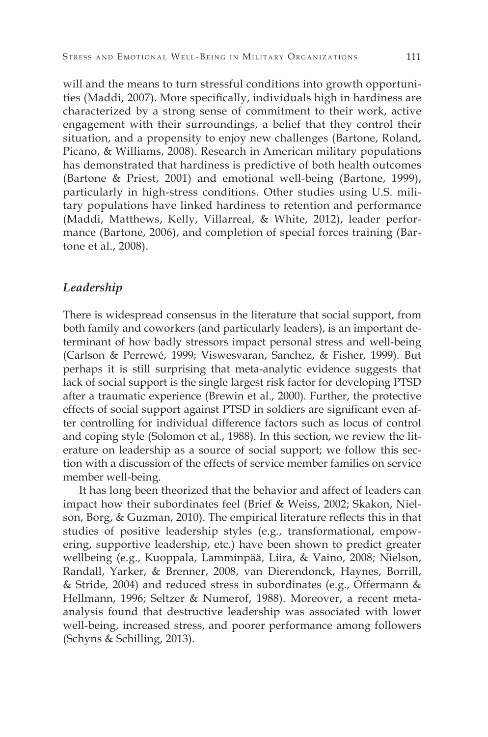will and the means to turn stressful conditions into growth opportunities (Maddi, 2007). More specifically, individuals high in hardiness are characterized by a strong sense of commitment to their work, active engagement with their surroundings, a belief that they control their situation, and a propensity to enjoy new challenges (Bartone, Roland, Picano, & Williams, 2008). Research in American military populations has demonstrated that hardiness is predictive of both health outcomes (Bartone & Priest, 2001) and emotional well-being (Bartone, 1999), particularly in high-stress conditions. Other studies using U.S. military populations have linked hardiness to retention and performance (Maddi, Matthews, Kelly, Villarreal, & White, 2012), leader performance (Bartone, 2006), and completion of special forces training (Bartone et al., 2008).

### *Leadership*

There is widespread consensus in the literature that social support, from both family and coworkers (and particularly leaders), is an important determinant of how badly stressors impact personal stress and well-being (Carlson & Perrewé, 1999; Viswesvaran, Sanchez, & Fisher, 1999). But perhaps it is still surprising that meta-analytic evidence suggests that lack of social support is the single largest risk factor for developing PTSD after a traumatic experience (Brewin et al., 2000). Further, the protective effects of social support against PTSD in soldiers are significant even after controlling for individual difference factors such as locus of control and coping style (Solomon et al., 1988). In this section, we review the literature on leadership as a source of social support; we follow this section with a discussion of the effects of service member families on service member well-being.

It has long been theorized that the behavior and affect of leaders can impact how their subordinates feel (Brief & Weiss, 2002; Skakon, Nielson, Borg, & Guzman, 2010). The empirical literature reflects this in that studies of positive leadership styles (e.g., transformational, empowering, supportive leadership, etc.) have been shown to predict greater wellbeing (e.g., Kuoppala, Lamminpää, Liira, & Vaino, 2008; Nielson, Randall, Yarker, & Brenner, 2008, van Dierendonck, Haynes, Borrill, & Stride, 2004) and reduced stress in subordinates (e.g., Offermann & Hellmann, 1996; Seltzer & Numerof, 1988). Moreover, a recent meta-analysis found that destructive leadership was associated with lower well-being, increased stress, and poorer performance among followers (Schyns & Schilling, 2013).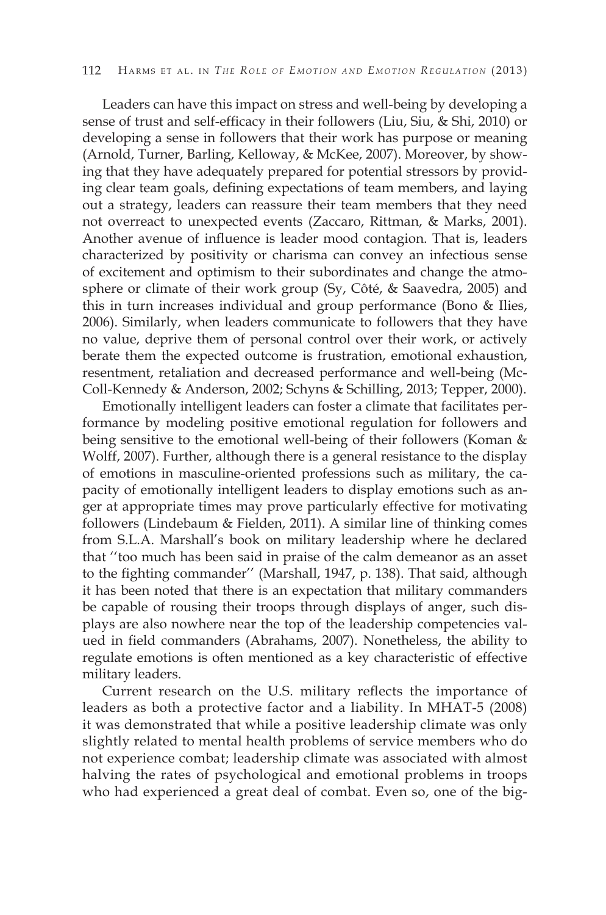Leaders can have this impact on stress and well-being by developing a sense of trust and self-efficacy in their followers (Liu, Siu, & Shi, 2010) or developing a sense in followers that their work has purpose or meaning (Arnold, Turner, Barling, Kelloway, & McKee, 2007). Moreover, by showing that they have adequately prepared for potential stressors by providing clear team goals, defining expectations of team members, and laying out a strategy, leaders can reassure their team members that they need not overreact to unexpected events (Zaccaro, Rittman, & Marks, 2001). Another avenue of influence is leader mood contagion. That is, leaders characterized by positivity or charisma can convey an infectious sense of excitement and optimism to their subordinates and change the atmosphere or climate of their work group (Sy, Côté, & Saavedra, 2005) and this in turn increases individual and group performance (Bono & Ilies, 2006). Similarly, when leaders communicate to followers that they have no value, deprive them of personal control over their work, or actively berate them the expected outcome is frustration, emotional exhaustion, resentment, retaliation and decreased performance and well-being (McColl-Kennedy & Anderson, 2002; Schyns & Schilling, 2013; Tepper, 2000).

Emotionally intelligent leaders can foster a climate that facilitates performance by modeling positive emotional regulation for followers and being sensitive to the emotional well-being of their followers (Koman & Wolff, 2007). Further, although there is a general resistance to the display of emotions in masculine-oriented professions such as military, the capacity of emotionally intelligent leaders to display emotions such as anger at appropriate times may prove particularly effective for motivating followers (Lindebaum & Fielden, 2011). A similar line of thinking comes from S.L.A. Marshall's book on military leadership where he declared that ''too much has been said in praise of the calm demeanor as an asset to the fighting commander'' (Marshall, 1947, p. 138). That said, although it has been noted that there is an expectation that military commanders be capable of rousing their troops through displays of anger, such displays are also nowhere near the top of the leadership competencies valued in field commanders (Abrahams, 2007). Nonetheless, the ability to regulate emotions is often mentioned as a key characteristic of effective military leaders.

Current research on the U.S. military reflects the importance of leaders as both a protective factor and a liability. In MHAT-5 (2008) it was demonstrated that while a positive leadership climate was only slightly related to mental health problems of service members who do not experience combat; leadership climate was associated with almost halving the rates of psychological and emotional problems in troops who had experienced a great deal of combat. Even so, one of the big-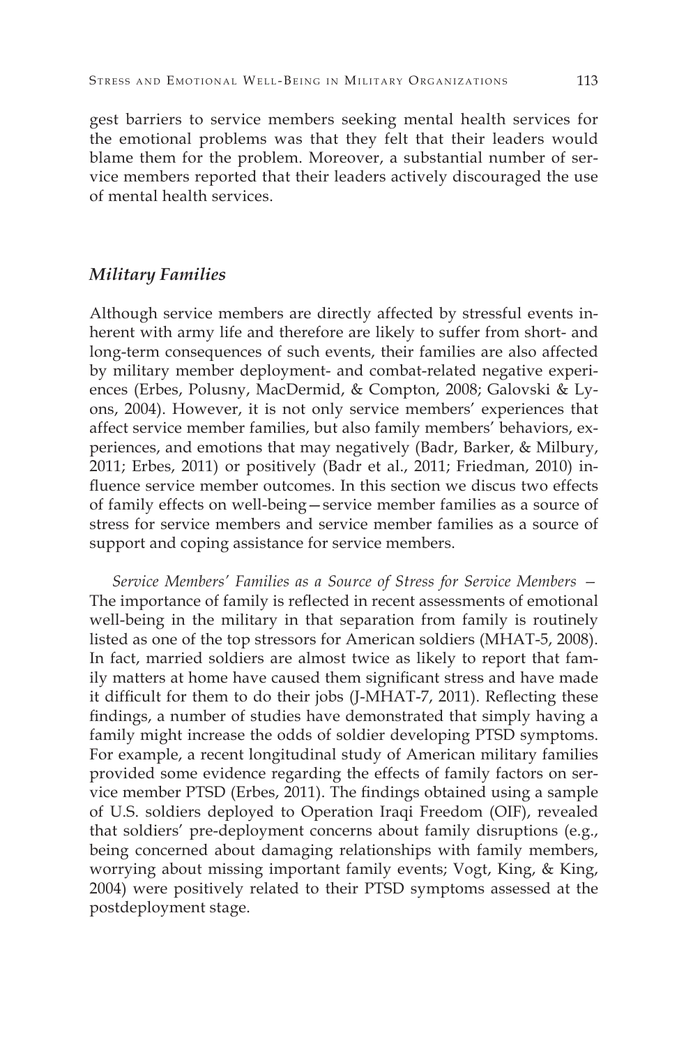gest barriers to service members seeking mental health services for the emotional problems was that they felt that their leaders would blame them for the problem. Moreover, a substantial number of service members reported that their leaders actively discouraged the use of mental health services.

### *Military Families*

Although service members are directly affected by stressful events inherent with army life and therefore are likely to suffer from short- and long-term consequences of such events, their families are also affected by military member deployment- and combat-related negative experiences (Erbes, Polusny, MacDermid, & Compton, 2008; Galovski & Lyons, 2004). However, it is not only service members' experiences that affect service member families, but also family members' behaviors, experiences, and emotions that may negatively (Badr, Barker, & Milbury, 2011; Erbes, 2011) or positively (Badr et al., 2011; Friedman, 2010) influence service member outcomes. In this section we discus two effects of family effects on well-being—service member families as a source of stress for service members and service member families as a source of support and coping assistance for service members.

*Service Members' Families as a Source of Stress for Service Members* — The importance of family is reflected in recent assessments of emotional well-being in the military in that separation from family is routinely listed as one of the top stressors for American soldiers (MHAT-5, 2008). In fact, married soldiers are almost twice as likely to report that family matters at home have caused them significant stress and have made it difficult for them to do their jobs (J-MHAT-7, 2011). Reflecting these findings, a number of studies have demonstrated that simply having a family might increase the odds of soldier developing PTSD symptoms. For example, a recent longitudinal study of American military families provided some evidence regarding the effects of family factors on service member PTSD (Erbes, 2011). The findings obtained using a sample of U.S. soldiers deployed to Operation Iraqi Freedom (OIF), revealed that soldiers' pre-deployment concerns about family disruptions (e.g., being concerned about damaging relationships with family members, worrying about missing important family events; Vogt, King, & King, 2004) were positively related to their PTSD symptoms assessed at the postdeployment stage.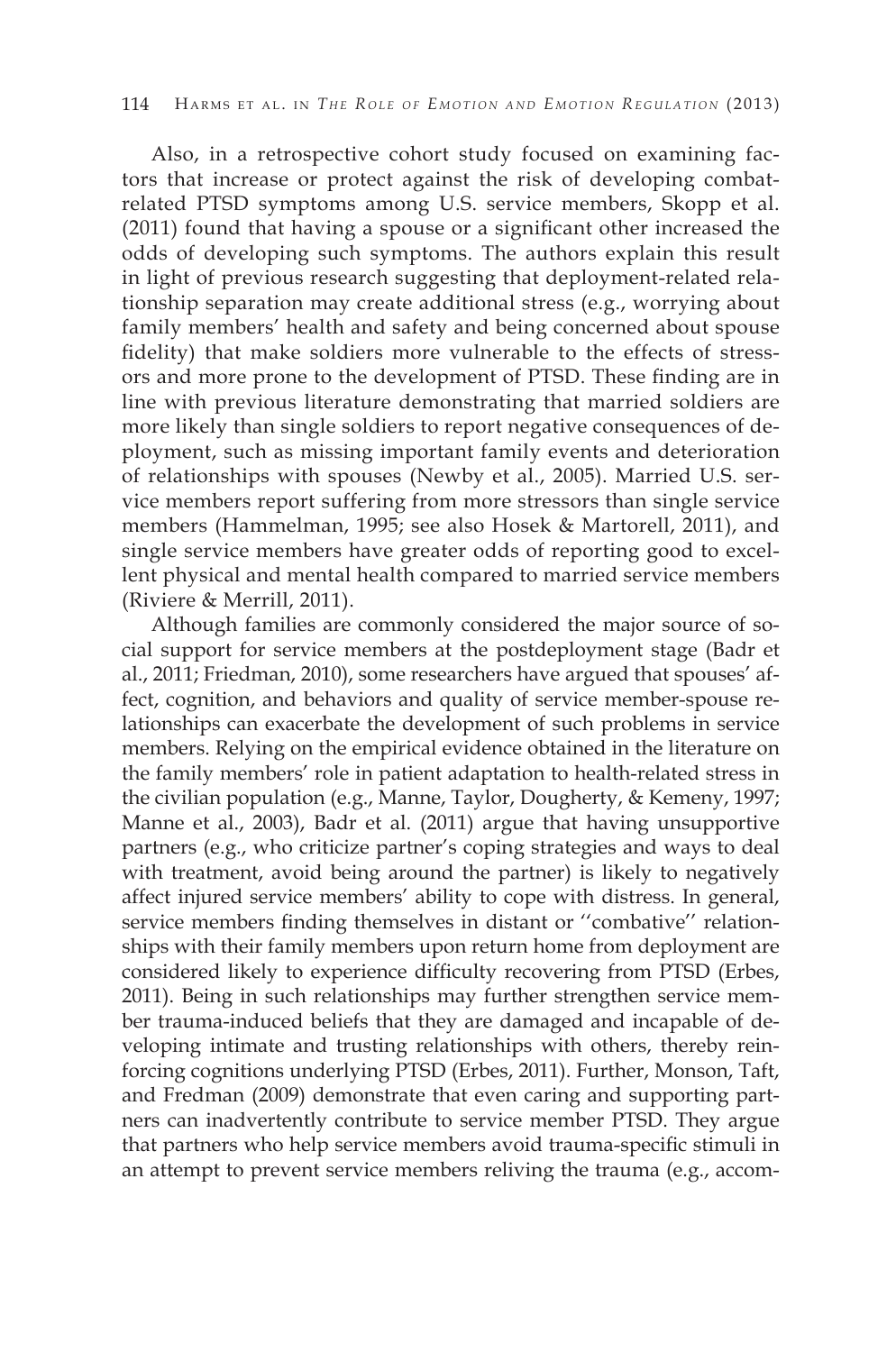Also, in a retrospective cohort study focused on examining factors that increase or protect against the risk of developing combat-related PTSD symptoms among U.S. service members, Skopp et al. (2011) found that having a spouse or a significant other increased the odds of developing such symptoms. The authors explain this result in light of previous research suggesting that deployment-related relationship separation may create additional stress (e.g., worrying about family members' health and safety and being concerned about spouse fidelity) that make soldiers more vulnerable to the effects of stressors and more prone to the development of PTSD. These finding are in line with previous literature demonstrating that married soldiers are more likely than single soldiers to report negative consequences of deployment, such as missing important family events and deterioration of relationships with spouses (Newby et al., 2005). Married U.S. service members report suffering from more stressors than single service members (Hammelman, 1995; see also Hosek & Martorell, 2011), and single service members have greater odds of reporting good to excellent physical and mental health compared to married service members (Riviere & Merrill, 2011).

Although families are commonly considered the major source of social support for service members at the postdeployment stage (Badr et al., 2011; Friedman, 2010), some researchers have argued that spouses' affect, cognition, and behaviors and quality of service member-spouse relationships can exacerbate the development of such problems in service members. Relying on the empirical evidence obtained in the literature on the family members' role in patient adaptation to health-related stress in the civilian population (e.g., Manne, Taylor, Dougherty, & Kemeny, 1997; Manne et al., 2003), Badr et al. (2011) argue that having unsupportive partners (e.g., who criticize partner's coping strategies and ways to deal with treatment, avoid being around the partner) is likely to negatively affect injured service members' ability to cope with distress. In general, service members finding themselves in distant or ''combative'' relationships with their family members upon return home from deployment are considered likely to experience difficulty recovering from PTSD (Erbes, 2011). Being in such relationships may further strengthen service member trauma-induced beliefs that they are damaged and incapable of developing intimate and trusting relationships with others, thereby reinforcing cognitions underlying PTSD (Erbes, 2011). Further, Monson, Taft, and Fredman (2009) demonstrate that even caring and supporting partners can inadvertently contribute to service member PTSD. They argue that partners who help service members avoid trauma-specific stimuli in an attempt to prevent service members reliving the trauma (e.g., accom-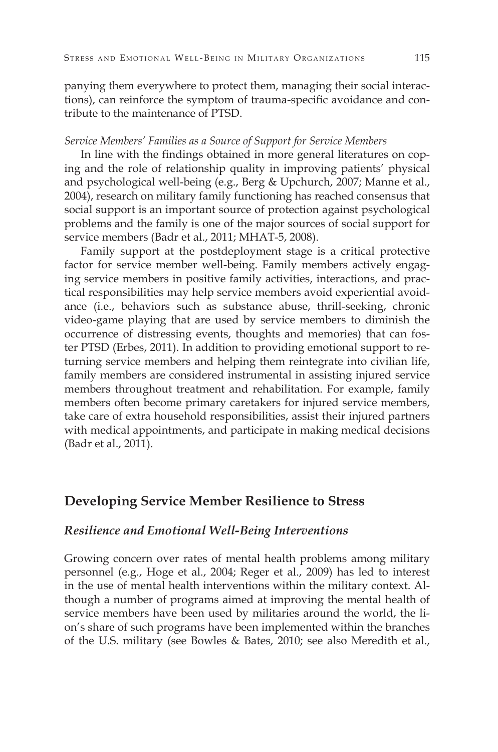panying them everywhere to protect them, managing their social interactions), can reinforce the symptom of trauma-specific avoidance and contribute to the maintenance of PTSD.

*Service Members' Families as a Source of Support for Service Members*

In line with the findings obtained in more general literatures on coping and the role of relationship quality in improving patients' physical and psychological well-being (e.g., Berg & Upchurch, 2007; Manne et al., 2004), research on military family functioning has reached consensus that social support is an important source of protection against psychological problems and the family is one of the major sources of social support for service members (Badr et al., 2011; MHAT-5, 2008).

Family support at the postdeployment stage is a critical protective factor for service member well-being. Family members actively engaging service members in positive family activities, interactions, and practical responsibilities may help service members avoid experiential avoidance (i.e., behaviors such as substance abuse, thrill-seeking, chronic video-game playing that are used by service members to diminish the occurrence of distressing events, thoughts and memories) that can foster PTSD (Erbes, 2011). In addition to providing emotional support to returning service members and helping them reintegrate into civilian life, family members are considered instrumental in assisting injured service members throughout treatment and rehabilitation. For example, family members often become primary caretakers for injured service members, take care of extra household responsibilities, assist their injured partners with medical appointments, and participate in making medical decisions (Badr et al., 2011).

## Developing Service Member Resilience to Stress

### *Resilience and Emotional Well-Being Interventions*

Growing concern over rates of mental health problems among military personnel (e.g., Hoge et al., 2004; Reger et al., 2009) has led to interest in the use of mental health interventions within the military context. Although a number of programs aimed at improving the mental health of service members have been used by militaries around the world, the lion's share of such programs have been implemented within the branches of the U.S. military (see Bowles & Bates, 2010; see also Meredith et al.,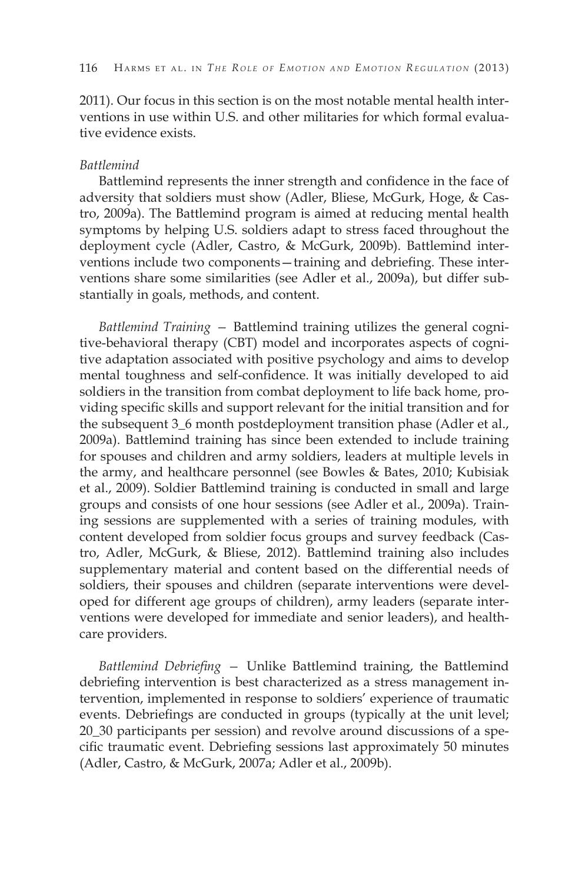2011). Our focus in this section is on the most notable mental health interventions in use within U.S. and other militaries for which formal evaluative evidence exists.

### *Battlemind*

Battlemind represents the inner strength and confidence in the face of adversity that soldiers must show (Adler, Bliese, McGurk, Hoge, & Castro, 2009a). The Battlemind program is aimed at reducing mental health symptoms by helping U.S. soldiers adapt to stress faced throughout the deployment cycle (Adler, Castro, & McGurk, 2009b). Battlemind interventions include two components—training and debriefing. These interventions share some similarities (see Adler et al., 2009a), but differ substantially in goals, methods, and content.

*Battlemind Training* — Battlemind training utilizes the general cognitive-behavioral therapy (CBT) model and incorporates aspects of cognitive adaptation associated with positive psychology and aims to develop mental toughness and self-confidence. It was initially developed to aid soldiers in the transition from combat deployment to life back home, providing specific skills and support relevant for the initial transition and for the subsequent 3_6 month postdeployment transition phase (Adler et al., 2009a). Battlemind training has since been extended to include training for spouses and children and army soldiers, leaders at multiple levels in the army, and healthcare personnel (see Bowles & Bates, 2010; Kubisiak et al., 2009). Soldier Battlemind training is conducted in small and large groups and consists of one hour sessions (see Adler et al., 2009a). Training sessions are supplemented with a series of training modules, with content developed from soldier focus groups and survey feedback (Castro, Adler, McGurk, & Bliese, 2012). Battlemind training also includes supplementary material and content based on the differential needs of soldiers, their spouses and children (separate interventions were developed for different age groups of children), army leaders (separate interventions were developed for immediate and senior leaders), and healthcare providers.

*Battlemind Debriefing* — Unlike Battlemind training, the Battlemind debriefing intervention is best characterized as a stress management intervention, implemented in response to soldiers' experience of traumatic events. Debriefings are conducted in groups (typically at the unit level; 20_30 participants per session) and revolve around discussions of a specific traumatic event. Debriefing sessions last approximately 50 minutes (Adler, Castro, & McGurk, 2007a; Adler et al., 2009b).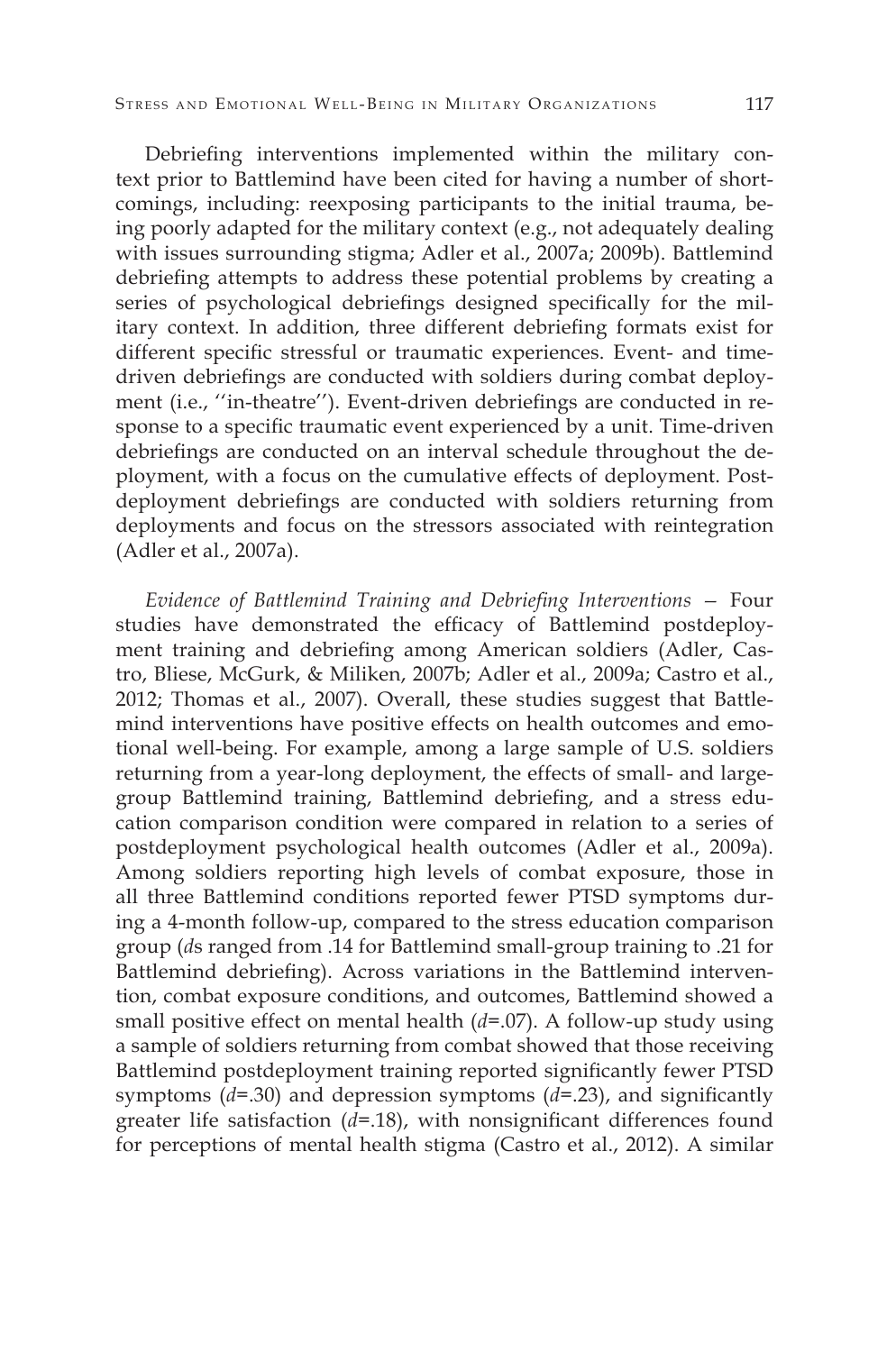Debriefing interventions implemented within the military context prior to Battlemind have been cited for having a number of shortcomings, including: reexposing participants to the initial trauma, being poorly adapted for the military context (e.g., not adequately dealing with issues surrounding stigma; Adler et al., 2007a; 2009b). Battlemind debriefing attempts to address these potential problems by creating a series of psychological debriefings designed specifically for the military context. In addition, three different debriefing formats exist for different specific stressful or traumatic experiences. Event- and time-driven debriefings are conducted with soldiers during combat deployment (i.e., ''in-theatre''). Event-driven debriefings are conducted in response to a specific traumatic event experienced by a unit. Time-driven debriefings are conducted on an interval schedule throughout the deployment, with a focus on the cumulative effects of deployment. Post-deployment debriefings are conducted with soldiers returning from deployments and focus on the stressors associated with reintegration (Adler et al., 2007a).

*Evidence of Battlemind Training and Debriefing Interventions* — Four studies have demonstrated the efficacy of Battlemind postdeployment training and debriefing among American soldiers (Adler, Castro, Bliese, McGurk, & Miliken, 2007b; Adler et al., 2009a; Castro et al., 2012; Thomas et al., 2007). Overall, these studies suggest that Battlemind interventions have positive effects on health outcomes and emotional well-being. For example, among a large sample of U.S. soldiers returning from a year-long deployment, the effects of small- and large-group Battlemind training, Battlemind debriefing, and a stress education comparison condition were compared in relation to a series of postdeployment psychological health outcomes (Adler et al., 2009a). Among soldiers reporting high levels of combat exposure, those in all three Battlemind conditions reported fewer PTSD symptoms during a 4-month follow-up, compared to the stress education comparison group (*d*s ranged from .14 for Battlemind small-group training to .21 for Battlemind debriefing). Across variations in the Battlemind intervention, combat exposure conditions, and outcomes, Battlemind showed a small positive effect on mental health ($d$=.07). A follow-up study using a sample of soldiers returning from combat showed that those receiving Battlemind postdeployment training reported significantly fewer PTSD symptoms ($d$=.30) and depression symptoms ($d$=.23), and significantly greater life satisfaction ($d$=.18), with nonsignificant differences found for perceptions of mental health stigma (Castro et al., 2012). A similar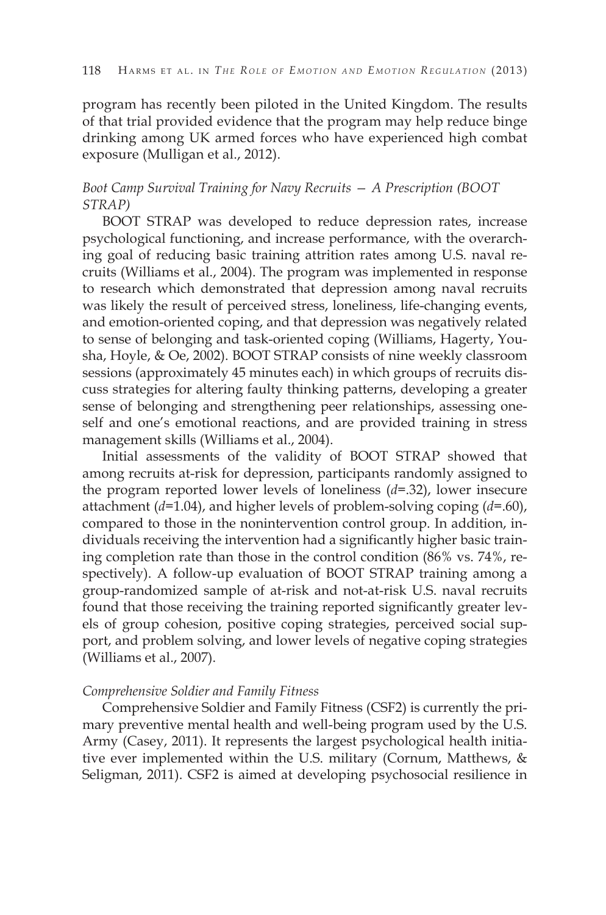program has recently been piloted in the United Kingdom. The results of that trial provided evidence that the program may help reduce binge drinking among UK armed forces who have experienced high combat exposure (Mulligan et al., 2012).

*Boot Camp Survival Training for Navy Recruits — A Prescription (BOOT STRAP)*

BOOT STRAP was developed to reduce depression rates, increase psychological functioning, and increase performance, with the overarching goal of reducing basic training attrition rates among U.S. naval recruits (Williams et al., 2004). The program was implemented in response to research which demonstrated that depression among naval recruits was likely the result of perceived stress, loneliness, life-changing events, and emotion-oriented coping, and that depression was negatively related to sense of belonging and task-oriented coping (Williams, Hagerty, Yousha, Hoyle, & Oe, 2002). BOOT STRAP consists of nine weekly classroom sessions (approximately 45 minutes each) in which groups of recruits discuss strategies for altering faulty thinking patterns, developing a greater sense of belonging and strengthening peer relationships, assessing oneself and one's emotional reactions, and are provided training in stress management skills (Williams et al., 2004).

Initial assessments of the validity of BOOT STRAP showed that among recruits at-risk for depression, participants randomly assigned to the program reported lower levels of loneliness ($d$=.32), lower insecure attachment ($d$=1.04), and higher levels of problem-solving coping ($d$=.60), compared to those in the nonintervention control group. In addition, individuals receiving the intervention had a significantly higher basic training completion rate than those in the control condition (86% vs. 74%, respectively). A follow-up evaluation of BOOT STRAP training among a group-randomized sample of at-risk and not-at-risk U.S. naval recruits found that those receiving the training reported significantly greater levels of group cohesion, positive coping strategies, perceived social support, and problem solving, and lower levels of negative coping strategies (Williams et al., 2007).

*Comprehensive Soldier and Family Fitness*

Comprehensive Soldier and Family Fitness (CSF2) is currently the primary preventive mental health and well-being program used by the U.S. Army (Casey, 2011). It represents the largest psychological health initiative ever implemented within the U.S. military (Cornum, Matthews, & Seligman, 2011). CSF2 is aimed at developing psychosocial resilience in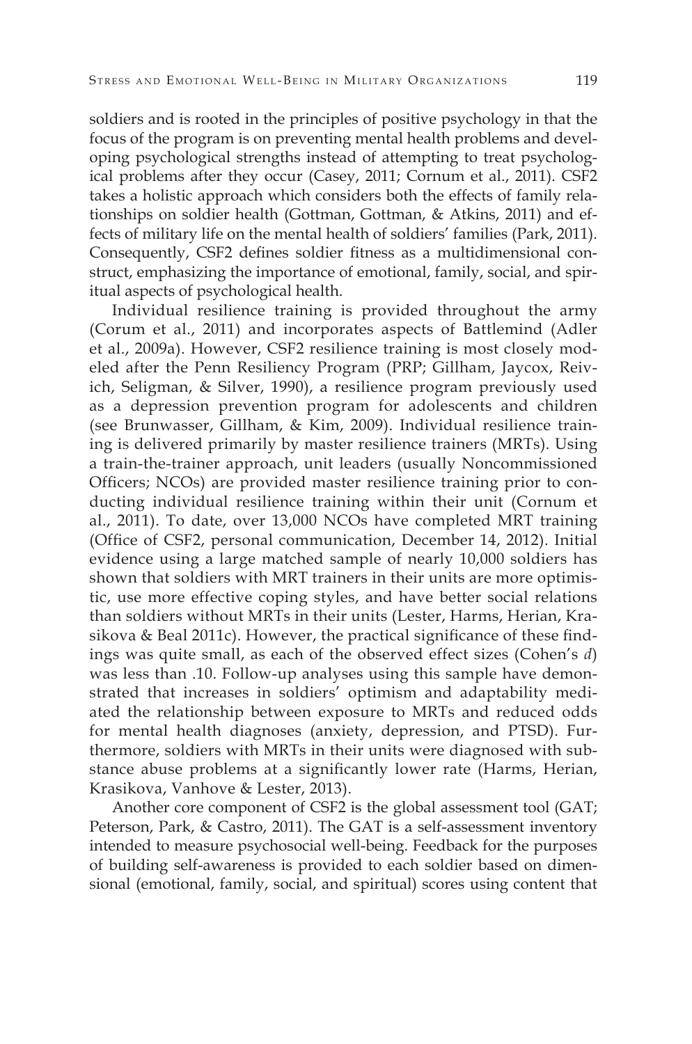soldiers and is rooted in the principles of positive psychology in that the focus of the program is on preventing mental health problems and developing psychological strengths instead of attempting to treat psychological problems after they occur (Casey, 2011; Cornum et al., 2011). CSF2 takes a holistic approach which considers both the effects of family relationships on soldier health (Gottman, Gottman, & Atkins, 2011) and effects of military life on the mental health of soldiers' families (Park, 2011). Consequently, CSF2 defines soldier fitness as a multidimensional construct, emphasizing the importance of emotional, family, social, and spiritual aspects of psychological health.

Individual resilience training is provided throughout the army (Corum et al., 2011) and incorporates aspects of Battlemind (Adler et al., 2009a). However, CSF2 resilience training is most closely modeled after the Penn Resiliency Program (PRP; Gillham, Jaycox, Reivich, Seligman, & Silver, 1990), a resilience program previously used as a depression prevention program for adolescents and children (see Brunwasser, Gillham, & Kim, 2009). Individual resilience training is delivered primarily by master resilience trainers (MRTs). Using a train-the-trainer approach, unit leaders (usually Noncommissioned Officers; NCOs) are provided master resilience training prior to conducting individual resilience training within their unit (Cornum et al., 2011). To date, over 13,000 NCOs have completed MRT training (Office of CSF2, personal communication, December 14, 2012). Initial evidence using a large matched sample of nearly 10,000 soldiers has shown that soldiers with MRT trainers in their units are more optimistic, use more effective coping styles, and have better social relations than soldiers without MRTs in their units (Lester, Harms, Herian, Krasikova & Beal 2011c). However, the practical significance of these findings was quite small, as each of the observed effect sizes (Cohen's *d*) was less than .10. Follow-up analyses using this sample have demonstrated that increases in soldiers' optimism and adaptability mediated the relationship between exposure to MRTs and reduced odds for mental health diagnoses (anxiety, depression, and PTSD). Furthermore, soldiers with MRTs in their units were diagnosed with substance abuse problems at a significantly lower rate (Harms, Herian, Krasikova, Vanhove & Lester, 2013).

Another core component of CSF2 is the global assessment tool (GAT; Peterson, Park, & Castro, 2011). The GAT is a self-assessment inventory intended to measure psychosocial well-being. Feedback for the purposes of building self-awareness is provided to each soldier based on dimensional (emotional, family, social, and spiritual) scores using content that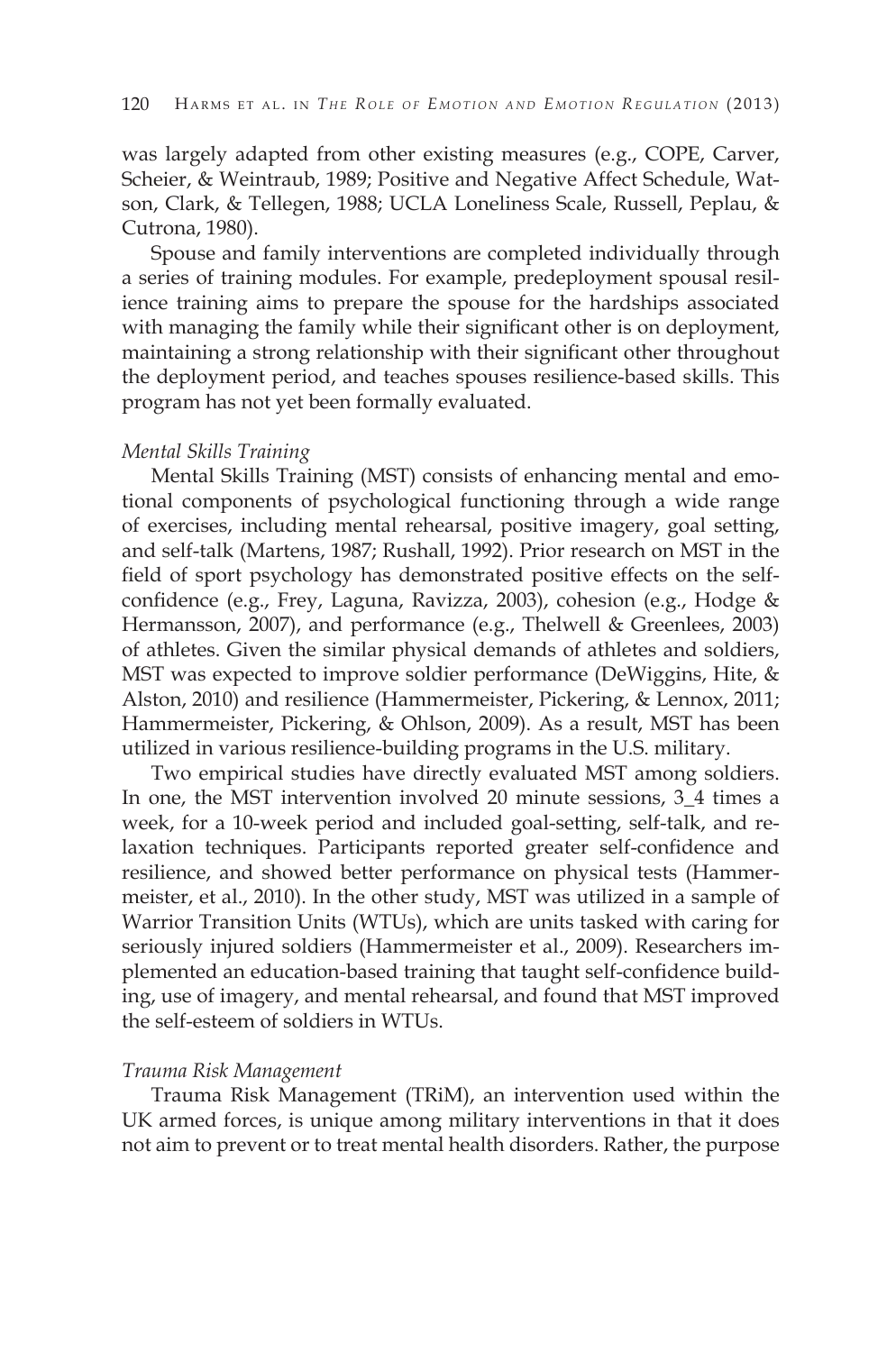was largely adapted from other existing measures (e.g., COPE, Carver, Scheier, & Weintraub, 1989; Positive and Negative Affect Schedule, Watson, Clark, & Tellegen, 1988; UCLA Loneliness Scale, Russell, Peplau, & Cutrona, 1980).

Spouse and family interventions are completed individually through a series of training modules. For example, predeployment spousal resilience training aims to prepare the spouse for the hardships associated with managing the family while their significant other is on deployment, maintaining a strong relationship with their significant other throughout the deployment period, and teaches spouses resilience-based skills. This program has not yet been formally evaluated.

*Mental Skills Training*

Mental Skills Training (MST) consists of enhancing mental and emotional components of psychological functioning through a wide range of exercises, including mental rehearsal, positive imagery, goal setting, and self-talk (Martens, 1987; Rushall, 1992). Prior research on MST in the field of sport psychology has demonstrated positive effects on the self-confidence (e.g., Frey, Laguna, Ravizza, 2003), cohesion (e.g., Hodge & Hermansson, 2007), and performance (e.g., Thelwell & Greenlees, 2003) of athletes. Given the similar physical demands of athletes and soldiers, MST was expected to improve soldier performance (DeWiggins, Hite, & Alston, 2010) and resilience (Hammermeister, Pickering, & Lennox, 2011; Hammermeister, Pickering, & Ohlson, 2009). As a result, MST has been utilized in various resilience-building programs in the U.S. military.

Two empirical studies have directly evaluated MST among soldiers. In one, the MST intervention involved 20 minute sessions, 3_4 times a week, for a 10-week period and included goal-setting, self-talk, and relaxation techniques. Participants reported greater self-confidence and resilience, and showed better performance on physical tests (Hammermeister, et al., 2010). In the other study, MST was utilized in a sample of Warrior Transition Units (WTUs), which are units tasked with caring for seriously injured soldiers (Hammermeister et al., 2009). Researchers implemented an education-based training that taught self-confidence building, use of imagery, and mental rehearsal, and found that MST improved the self-esteem of soldiers in WTUs.

*Trauma Risk Management*

Trauma Risk Management (TRiM), an intervention used within the UK armed forces, is unique among military interventions in that it does not aim to prevent or to treat mental health disorders. Rather, the purpose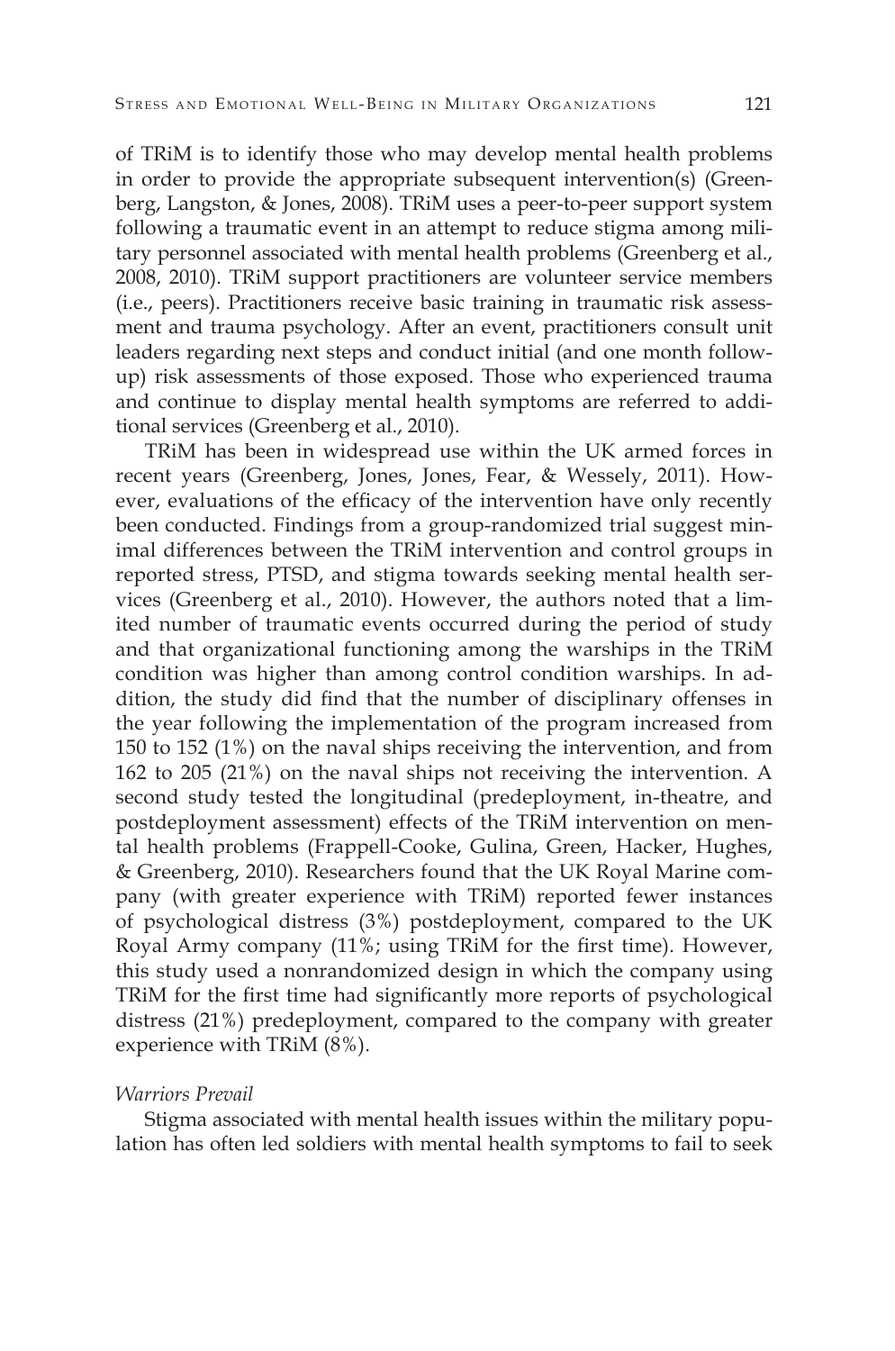of TRiM is to identify those who may develop mental health problems in order to provide the appropriate subsequent intervention(s) (Greenberg, Langston, & Jones, 2008). TRiM uses a peer-to-peer support system following a traumatic event in an attempt to reduce stigma among military personnel associated with mental health problems (Greenberg et al., 2008, 2010). TRiM support practitioners are volunteer service members (i.e., peers). Practitioners receive basic training in traumatic risk assessment and trauma psychology. After an event, practitioners consult unit leaders regarding next steps and conduct initial (and one month follow-up) risk assessments of those exposed. Those who experienced trauma and continue to display mental health symptoms are referred to additional services (Greenberg et al., 2010).

TRiM has been in widespread use within the UK armed forces in recent years (Greenberg, Jones, Jones, Fear, & Wessely, 2011). However, evaluations of the efficacy of the intervention have only recently been conducted. Findings from a group-randomized trial suggest minimal differences between the TRiM intervention and control groups in reported stress, PTSD, and stigma towards seeking mental health services (Greenberg et al., 2010). However, the authors noted that a limited number of traumatic events occurred during the period of study and that organizational functioning among the warships in the TRiM condition was higher than among control condition warships. In addition, the study did find that the number of disciplinary offenses in the year following the implementation of the program increased from 150 to 152 (1%) on the naval ships receiving the intervention, and from 162 to 205 (21%) on the naval ships not receiving the intervention. A second study tested the longitudinal (predeployment, in-theatre, and postdeployment assessment) effects of the TRiM intervention on mental health problems (Frappell-Cooke, Gulina, Green, Hacker, Hughes, & Greenberg, 2010). Researchers found that the UK Royal Marine company (with greater experience with TRiM) reported fewer instances of psychological distress (3%) postdeployment, compared to the UK Royal Army company (11%; using TRiM for the first time). However, this study used a nonrandomized design in which the company using TRiM for the first time had significantly more reports of psychological distress (21%) predeployment, compared to the company with greater experience with TRiM (8%).

*Warriors Prevail*

Stigma associated with mental health issues within the military population has often led soldiers with mental health symptoms to fail to seek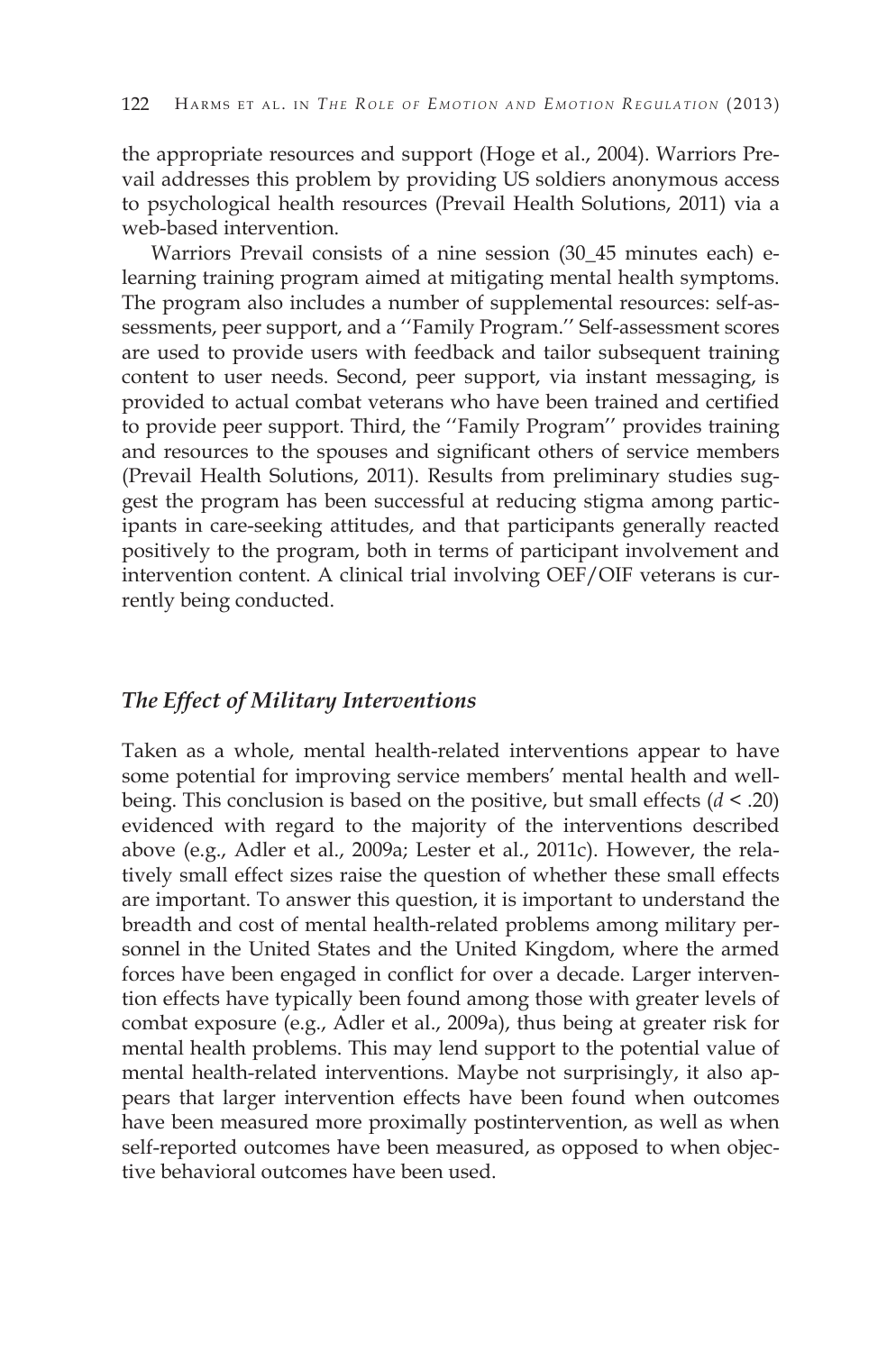the appropriate resources and support (Hoge et al., 2004). Warriors Prevail addresses this problem by providing US soldiers anonymous access to psychological health resources (Prevail Health Solutions, 2011) via a web-based intervention.

Warriors Prevail consists of a nine session (30_45 minutes each) e-learning training program aimed at mitigating mental health symptoms. The program also includes a number of supplemental resources: self-assessments, peer support, and a ''Family Program.'' Self-assessment scores are used to provide users with feedback and tailor subsequent training content to user needs. Second, peer support, via instant messaging, is provided to actual combat veterans who have been trained and certified to provide peer support. Third, the ''Family Program'' provides training and resources to the spouses and significant others of service members (Prevail Health Solutions, 2011). Results from preliminary studies suggest the program has been successful at reducing stigma among participants in care-seeking attitudes, and that participants generally reacted positively to the program, both in terms of participant involvement and intervention content. A clinical trial involving OEF/OIF veterans is currently being conducted.

### *The Effect of Military Interventions*

Taken as a whole, mental health-related interventions appear to have some potential for improving service members' mental health and well-being. This conclusion is based on the positive, but small effects ($d < .20$) evidenced with regard to the majority of the interventions described above (e.g., Adler et al., 2009a; Lester et al., 2011c). However, the relatively small effect sizes raise the question of whether these small effects are important. To answer this question, it is important to understand the breadth and cost of mental health-related problems among military personnel in the United States and the United Kingdom, where the armed forces have been engaged in conflict for over a decade. Larger intervention effects have typically been found among those with greater levels of combat exposure (e.g., Adler et al., 2009a), thus being at greater risk for mental health problems. This may lend support to the potential value of mental health-related interventions. Maybe not surprisingly, it also appears that larger intervention effects have been found when outcomes have been measured more proximally postintervention, as well as when self-reported outcomes have been measured, as opposed to when objective behavioral outcomes have been used.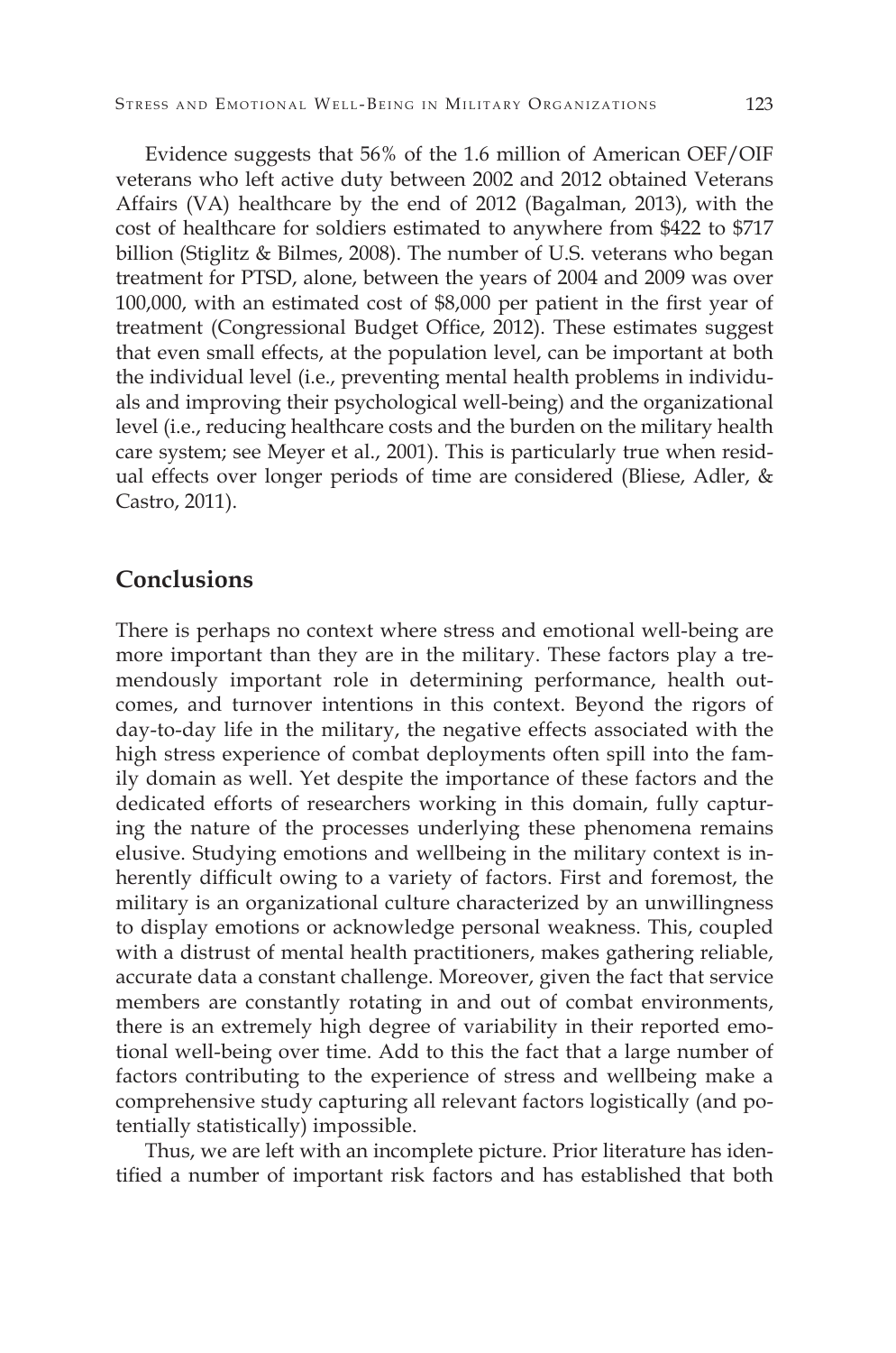Evidence suggests that 56% of the 1.6 million of American OEF/OIF veterans who left active duty between 2002 and 2012 obtained Veterans Affairs (VA) healthcare by the end of 2012 (Bagalman, 2013), with the cost of healthcare for soldiers estimated to anywhere from $422 to $717 billion (Stiglitz & Bilmes, 2008). The number of U.S. veterans who began treatment for PTSD, alone, between the years of 2004 and 2009 was over 100,000, with an estimated cost of $8,000 per patient in the first year of treatment (Congressional Budget Office, 2012). These estimates suggest that even small effects, at the population level, can be important at both the individual level (i.e., preventing mental health problems in individuals and improving their psychological well-being) and the organizational level (i.e., reducing healthcare costs and the burden on the military health care system; see Meyer et al., 2001). This is particularly true when residual effects over longer periods of time are considered (Bliese, Adler, & Castro, 2011).

## Conclusions

There is perhaps no context where stress and emotional well-being are more important than they are in the military. These factors play a tremendously important role in determining performance, health outcomes, and turnover intentions in this context. Beyond the rigors of day-to-day life in the military, the negative effects associated with the high stress experience of combat deployments often spill into the family domain as well. Yet despite the importance of these factors and the dedicated efforts of researchers working in this domain, fully capturing the nature of the processes underlying these phenomena remains elusive. Studying emotions and wellbeing in the military context is inherently difficult owing to a variety of factors. First and foremost, the military is an organizational culture characterized by an unwillingness to display emotions or acknowledge personal weakness. This, coupled with a distrust of mental health practitioners, makes gathering reliable, accurate data a constant challenge. Moreover, given the fact that service members are constantly rotating in and out of combat environments, there is an extremely high degree of variability in their reported emotional well-being over time. Add to this the fact that a large number of factors contributing to the experience of stress and wellbeing make a comprehensive study capturing all relevant factors logistically (and potentially statistically) impossible.

Thus, we are left with an incomplete picture. Prior literature has identified a number of important risk factors and has established that both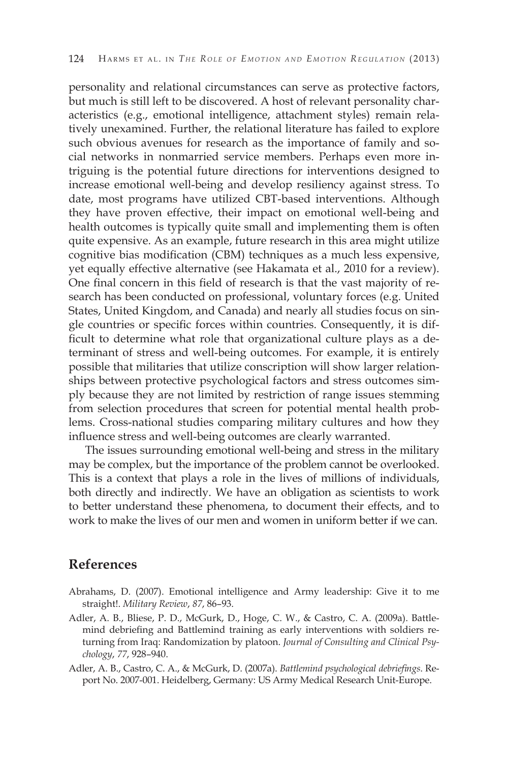personality and relational circumstances can serve as protective factors, but much is still left to be discovered. A host of relevant personality characteristics (e.g., emotional intelligence, attachment styles) remain relatively unexamined. Further, the relational literature has failed to explore such obvious avenues for research as the importance of family and social networks in nonmarried service members. Perhaps even more intriguing is the potential future directions for interventions designed to increase emotional well-being and develop resiliency against stress. To date, most programs have utilized CBT-based interventions. Although they have proven effective, their impact on emotional well-being and health outcomes is typically quite small and implementing them is often quite expensive. As an example, future research in this area might utilize cognitive bias modification (CBM) techniques as a much less expensive, yet equally effective alternative (see Hakamata et al., 2010 for a review). One final concern in this field of research is that the vast majority of research has been conducted on professional, voluntary forces (e.g. United States, United Kingdom, and Canada) and nearly all studies focus on single countries or specific forces within countries. Consequently, it is difficult to determine what role that organizational culture plays as a determinant of stress and well-being outcomes. For example, it is entirely possible that militaries that utilize conscription will show larger relationships between protective psychological factors and stress outcomes simply because they are not limited by restriction of range issues stemming from selection procedures that screen for potential mental health problems. Cross-national studies comparing military cultures and how they influence stress and well-being outcomes are clearly warranted.

The issues surrounding emotional well-being and stress in the military may be complex, but the importance of the problem cannot be overlooked. This is a context that plays a role in the lives of millions of individuals, both directly and indirectly. We have an obligation as scientists to work to better understand these phenomena, to document their effects, and to work to make the lives of our men and women in uniform better if we can.

## References

Abrahams, D. (2007). Emotional intelligence and Army leadership: Give it to me straight!. *Military Review*, *87*, 86–93.

Adler, A. B., Bliese, P. D., McGurk, D., Hoge, C. W., & Castro, C. A. (2009a). Battlemind debriefing and Battlemind training as early interventions with soldiers returning from Iraq: Randomization by platoon. *Journal of Consulting and Clinical Psychology*, *77*, 928–940.

Adler, A. B., Castro, C. A., & McGurk, D. (2007a). *Battlemind psychological debriefings*. Report No. 2007-001. Heidelberg, Germany: US Army Medical Research Unit-Europe.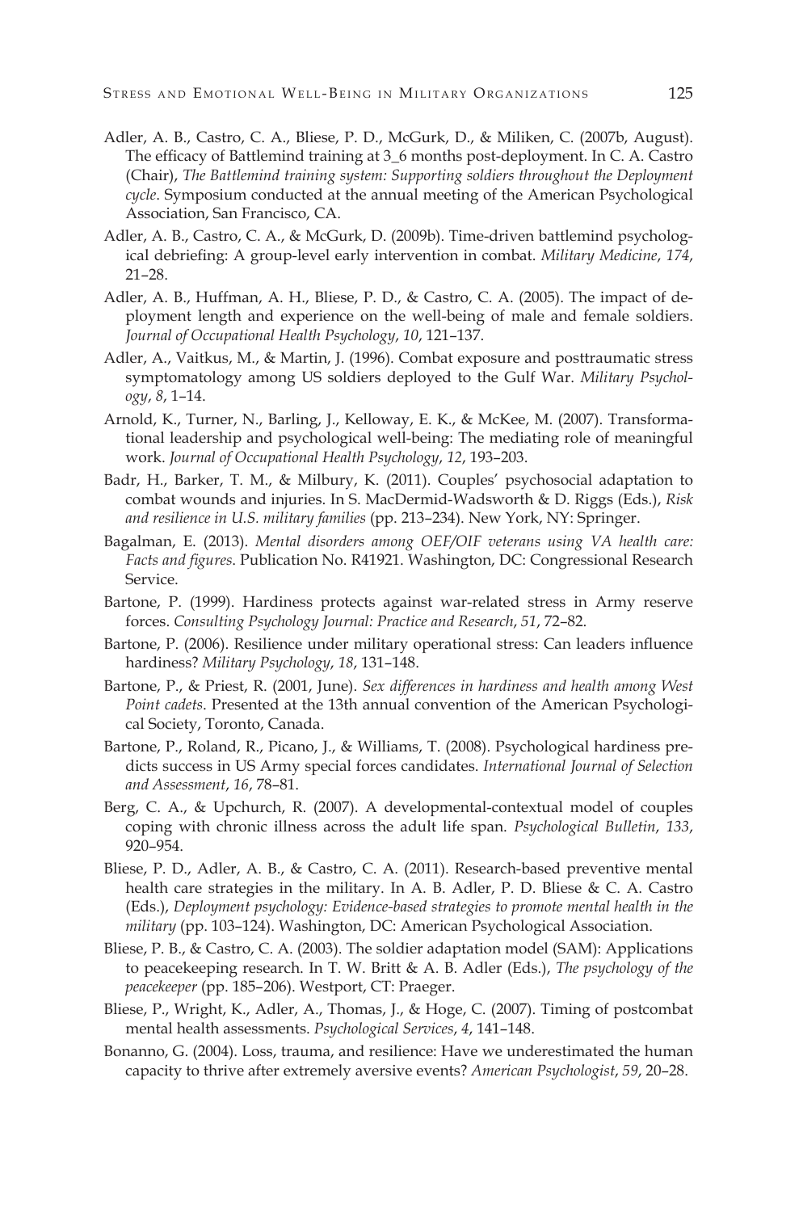Adler, A. B., Castro, C. A., Bliese, P. D., McGurk, D., & Miliken, C. (2007b, August). The efficacy of Battlemind training at 3_6 months post-deployment. In C. A. Castro (Chair), *The Battlemind training system: Supporting soldiers throughout the Deployment cycle*. Symposium conducted at the annual meeting of the American Psychological Association, San Francisco, CA.

Adler, A. B., Castro, C. A., & McGurk, D. (2009b). Time-driven battlemind psychological debriefing: A group-level early intervention in combat. *Military Medicine*, *174*, 21–28.

Adler, A. B., Huffman, A. H., Bliese, P. D., & Castro, C. A. (2005). The impact of deployment length and experience on the well-being of male and female soldiers. *Journal of Occupational Health Psychology*, *10*, 121–137.

Adler, A., Vaitkus, M., & Martin, J. (1996). Combat exposure and posttraumatic stress symptomatology among US soldiers deployed to the Gulf War. *Military Psychology*, *8*, 1–14.

Arnold, K., Turner, N., Barling, J., Kelloway, E. K., & McKee, M. (2007). Transformational leadership and psychological well-being: The mediating role of meaningful work. *Journal of Occupational Health Psychology*, *12*, 193–203.

Badr, H., Barker, T. M., & Milbury, K. (2011). Couples' psychosocial adaptation to combat wounds and injuries. In S. MacDermid-Wadsworth & D. Riggs (Eds.), *Risk and resilience in U.S. military families* (pp. 213–234). New York, NY: Springer.

Bagalman, E. (2013). *Mental disorders among OEF/OIF veterans using VA health care: Facts and figures*. Publication No. R41921. Washington, DC: Congressional Research Service.

Bartone, P. (1999). Hardiness protects against war-related stress in Army reserve forces. *Consulting Psychology Journal: Practice and Research*, *51*, 72–82.

Bartone, P. (2006). Resilience under military operational stress: Can leaders influence hardiness? *Military Psychology*, *18*, 131–148.

Bartone, P., & Priest, R. (2001, June). *Sex differences in hardiness and health among West Point cadets*. Presented at the 13th annual convention of the American Psychological Society, Toronto, Canada.

Bartone, P., Roland, R., Picano, J., & Williams, T. (2008). Psychological hardiness predicts success in US Army special forces candidates. *International Journal of Selection and Assessment*, *16*, 78–81.

Berg, C. A., & Upchurch, R. (2007). A developmental-contextual model of couples coping with chronic illness across the adult life span. *Psychological Bulletin*, *133*, 920–954.

Bliese, P. D., Adler, A. B., & Castro, C. A. (2011). Research-based preventive mental health care strategies in the military. In A. B. Adler, P. D. Bliese & C. A. Castro (Eds.), *Deployment psychology: Evidence-based strategies to promote mental health in the military* (pp. 103–124). Washington, DC: American Psychological Association.

Bliese, P. B., & Castro, C. A. (2003). The soldier adaptation model (SAM): Applications to peacekeeping research. In T. W. Britt & A. B. Adler (Eds.), *The psychology of the peacekeeper* (pp. 185–206). Westport, CT: Praeger.

Bliese, P., Wright, K., Adler, A., Thomas, J., & Hoge, C. (2007). Timing of postcombat mental health assessments. *Psychological Services*, *4*, 141–148.

Bonanno, G. (2004). Loss, trauma, and resilience: Have we underestimated the human capacity to thrive after extremely aversive events? *American Psychologist*, *59*, 20–28.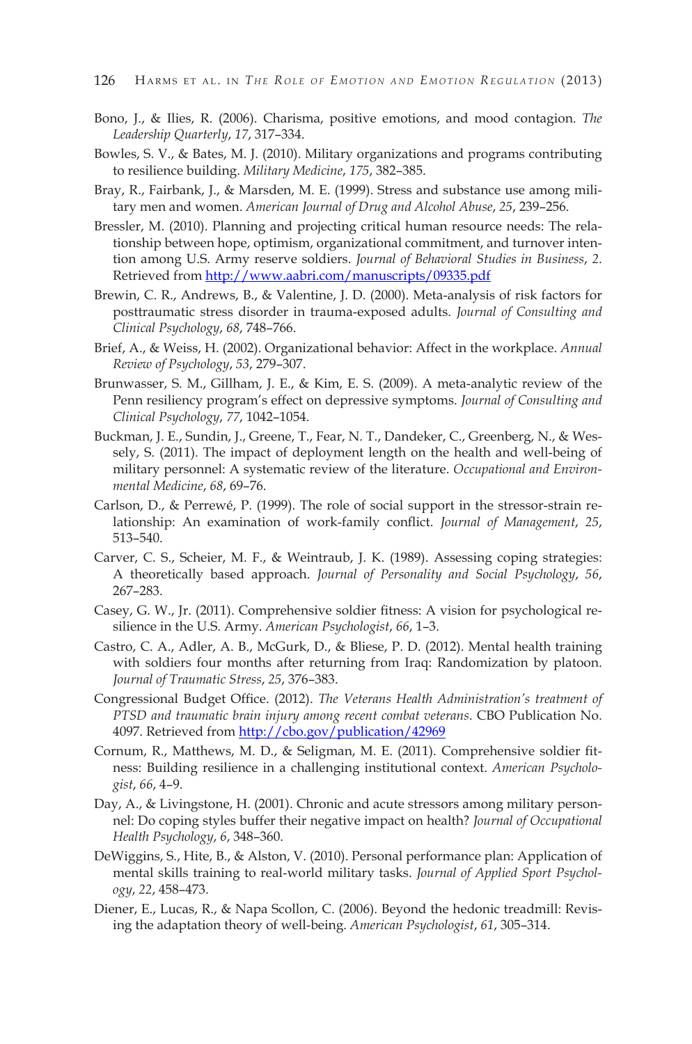Bono, J., & Ilies, R. (2006). Charisma, positive emotions, and mood contagion. *The Leadership Quarterly*, *17*, 317–334.

Bowles, S. V., & Bates, M. J. (2010). Military organizations and programs contributing to resilience building. *Military Medicine*, *175*, 382–385.

Bray, R., Fairbank, J., & Marsden, M. E. (1999). Stress and substance use among military men and women. *American Journal of Drug and Alcohol Abuse*, *25*, 239–256.

Bressler, M. (2010). Planning and projecting critical human resource needs: The relationship between hope, optimism, organizational commitment, and turnover intention among U.S. Army reserve soldiers. *Journal of Behavioral Studies in Business*, *2*. Retrieved from http://www.aabri.com/manuscripts/09335.pdf

Brewin, C. R., Andrews, B., & Valentine, J. D. (2000). Meta-analysis of risk factors for posttraumatic stress disorder in trauma-exposed adults. *Journal of Consulting and Clinical Psychology*, *68*, 748–766.

Brief, A., & Weiss, H. (2002). Organizational behavior: Affect in the workplace. *Annual Review of Psychology*, *53*, 279–307.

Brunwasser, S. M., Gillham, J. E., & Kim, E. S. (2009). A meta-analytic review of the Penn resiliency program's effect on depressive symptoms. *Journal of Consulting and Clinical Psychology*, *77*, 1042–1054.

Buckman, J. E., Sundin, J., Greene, T., Fear, N. T., Dandeker, C., Greenberg, N., & Wessely, S. (2011). The impact of deployment length on the health and well-being of military personnel: A systematic review of the literature. *Occupational and Environmental Medicine*, *68*, 69–76.

Carlson, D., & Perrewé, P. (1999). The role of social support in the stressor-strain relationship: An examination of work-family conflict. *Journal of Management*, *25*, 513–540.

Carver, C. S., Scheier, M. F., & Weintraub, J. K. (1989). Assessing coping strategies: A theoretically based approach. *Journal of Personality and Social Psychology*, *56*, 267–283.

Casey, G. W., Jr. (2011). Comprehensive soldier fitness: A vision for psychological resilience in the U.S. Army. *American Psychologist*, *66*, 1–3.

Castro, C. A., Adler, A. B., McGurk, D., & Bliese, P. D. (2012). Mental health training with soldiers four months after returning from Iraq: Randomization by platoon. *Journal of Traumatic Stress*, *25*, 376–383.

Congressional Budget Office. (2012). *The Veterans Health Administration's treatment of PTSD and traumatic brain injury among recent combat veterans*. CBO Publication No. 4097. Retrieved from http://cbo.gov/publication/42969

Cornum, R., Matthews, M. D., & Seligman, M. E. (2011). Comprehensive soldier fitness: Building resilience in a challenging institutional context. *American Psychologist*, *66*, 4–9.

Day, A., & Livingstone, H. (2001). Chronic and acute stressors among military personnel: Do coping styles buffer their negative impact on health? *Journal of Occupational Health Psychology*, *6*, 348–360.

DeWiggins, S., Hite, B., & Alston, V. (2010). Personal performance plan: Application of mental skills training to real-world military tasks. *Journal of Applied Sport Psychology*, *22*, 458–473.

Diener, E., Lucas, R., & Napa Scollon, C. (2006). Beyond the hedonic treadmill: Revising the adaptation theory of well-being. *American Psychologist*, *61*, 305–314.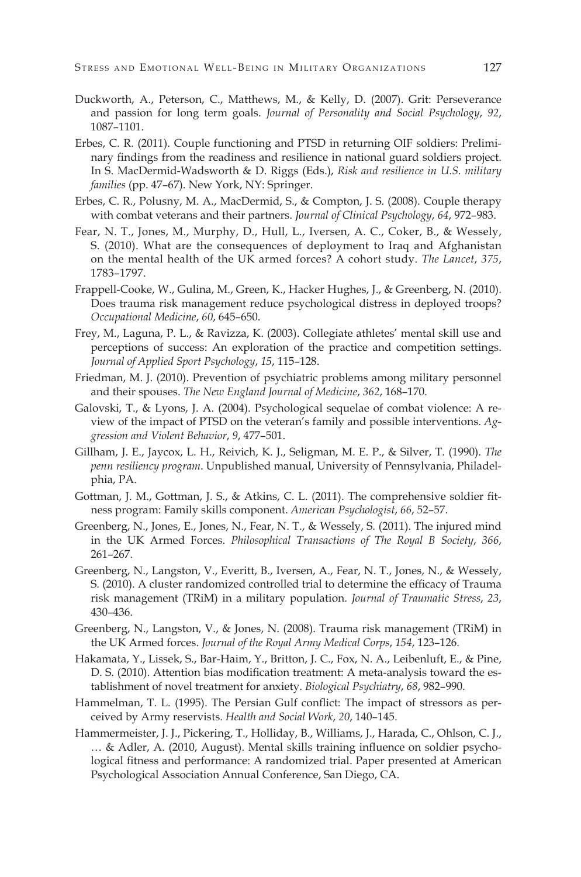Duckworth, A., Peterson, C., Matthews, M., & Kelly, D. (2007). Grit: Perseverance and passion for long term goals. *Journal of Personality and Social Psychology*, *92*, 1087–1101.

Erbes, C. R. (2011). Couple functioning and PTSD in returning OIF soldiers: Preliminary findings from the readiness and resilience in national guard soldiers project. In S. MacDermid-Wadsworth & D. Riggs (Eds.), *Risk and resilience in U.S. military families* (pp. 47–67). New York, NY: Springer.

Erbes, C. R., Polusny, M. A., MacDermid, S., & Compton, J. S. (2008). Couple therapy with combat veterans and their partners. *Journal of Clinical Psychology*, *64*, 972–983.

Fear, N. T., Jones, M., Murphy, D., Hull, L., Iversen, A. C., Coker, B., & Wessely, S. (2010). What are the consequences of deployment to Iraq and Afghanistan on the mental health of the UK armed forces? A cohort study. *The Lancet*, *375*, 1783–1797.

Frappell-Cooke, W., Gulina, M., Green, K., Hacker Hughes, J., & Greenberg, N. (2010). Does trauma risk management reduce psychological distress in deployed troops? *Occupational Medicine*, *60*, 645–650.

Frey, M., Laguna, P. L., & Ravizza, K. (2003). Collegiate athletes' mental skill use and perceptions of success: An exploration of the practice and competition settings. *Journal of Applied Sport Psychology*, *15*, 115–128.

Friedman, M. J. (2010). Prevention of psychiatric problems among military personnel and their spouses. *The New England Journal of Medicine*, *362*, 168–170.

Galovski, T., & Lyons, J. A. (2004). Psychological sequelae of combat violence: A review of the impact of PTSD on the veteran's family and possible interventions. *Aggression and Violent Behavior*, *9*, 477–501.

Gillham, J. E., Jaycox, L. H., Reivich, K. J., Seligman, M. E. P., & Silver, T. (1990). *The penn resiliency program*. Unpublished manual, University of Pennsylvania, Philadelphia, PA.

Gottman, J. M., Gottman, J. S., & Atkins, C. L. (2011). The comprehensive soldier fitness program: Family skills component. *American Psychologist*, *66*, 52–57.

Greenberg, N., Jones, E., Jones, N., Fear, N. T., & Wessely, S. (2011). The injured mind in the UK Armed Forces. *Philosophical Transactions of The Royal B Society*, *366*, 261–267.

Greenberg, N., Langston, V., Everitt, B., Iversen, A., Fear, N. T., Jones, N., & Wessely, S. (2010). A cluster randomized controlled trial to determine the efficacy of Trauma risk management (TRiM) in a military population. *Journal of Traumatic Stress*, *23*, 430–436.

Greenberg, N., Langston, V., & Jones, N. (2008). Trauma risk management (TRiM) in the UK Armed forces. *Journal of the Royal Army Medical Corps*, *154*, 123–126.

Hakamata, Y., Lissek, S., Bar-Haim, Y., Britton, J. C., Fox, N. A., Leibenluft, E., & Pine, D. S. (2010). Attention bias modification treatment: A meta-analysis toward the establishment of novel treatment for anxiety. *Biological Psychiatry*, *68*, 982–990.

Hammelman, T. L. (1995). The Persian Gulf conflict: The impact of stressors as perceived by Army reservists. *Health and Social Work*, *20*, 140–145.

Hammermeister, J. J., Pickering, T., Holliday, B., Williams, J., Harada, C., Ohlson, C. J., … & Adler, A. (2010, August). Mental skills training influence on soldier psychological fitness and performance: A randomized trial. Paper presented at American Psychological Association Annual Conference, San Diego, CA.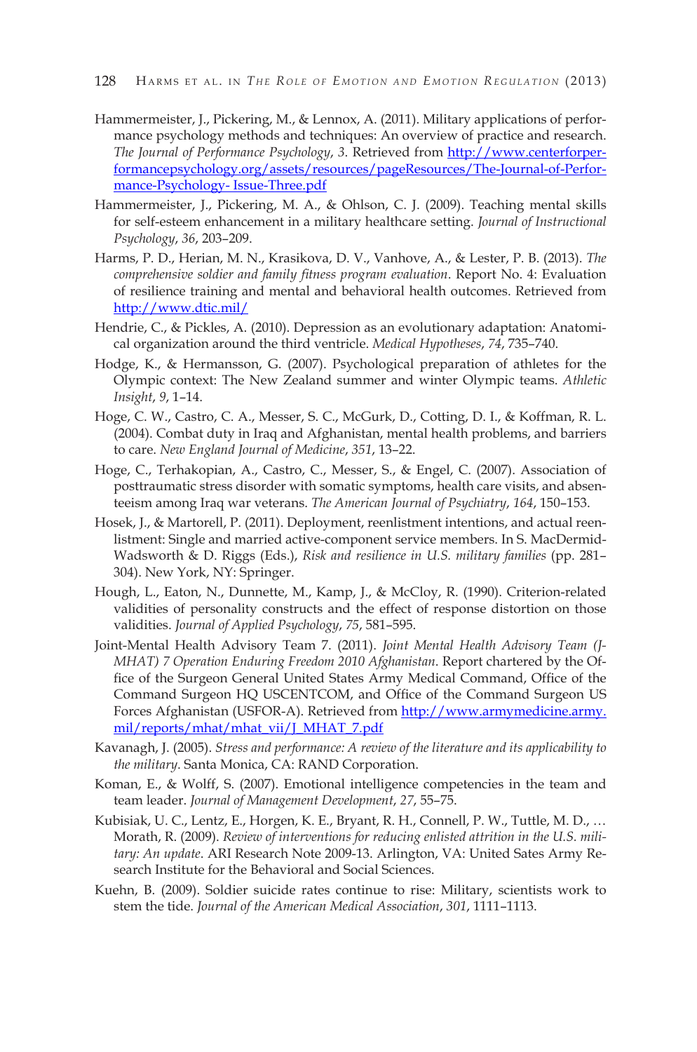Hammermeister, J., Pickering, M., & Lennox, A. (2011). Military applications of performance psychology methods and techniques: An overview of practice and research. *The Journal of Performance Psychology*, *3*. Retrieved from http://www.centerforperformancepsychology.org/assets/resources/pageResources/The-Journal-of-Performance-Psychology- Issue-Three.pdf

Hammermeister, J., Pickering, M. A., & Ohlson, C. J. (2009). Teaching mental skills for self-esteem enhancement in a military healthcare setting. *Journal of Instructional Psychology*, *36*, 203–209.

Harms, P. D., Herian, M. N., Krasikova, D. V., Vanhove, A., & Lester, P. B. (2013). *The comprehensive soldier and family fitness program evaluation*. Report No. 4: Evaluation of resilience training and mental and behavioral health outcomes. Retrieved from http://www.dtic.mil/

Hendrie, C., & Pickles, A. (2010). Depression as an evolutionary adaptation: Anatomical organization around the third ventricle. *Medical Hypotheses*, *74*, 735–740.

Hodge, K., & Hermansson, G. (2007). Psychological preparation of athletes for the Olympic context: The New Zealand summer and winter Olympic teams. *Athletic Insight*, *9*, 1–14.

Hoge, C. W., Castro, C. A., Messer, S. C., McGurk, D., Cotting, D. I., & Koffman, R. L. (2004). Combat duty in Iraq and Afghanistan, mental health problems, and barriers to care. *New England Journal of Medicine*, *351*, 13–22.

Hoge, C., Terhakopian, A., Castro, C., Messer, S., & Engel, C. (2007). Association of posttraumatic stress disorder with somatic symptoms, health care visits, and absenteeism among Iraq war veterans. *The American Journal of Psychiatry*, *164*, 150–153.

Hosek, J., & Martorell, P. (2011). Deployment, reenlistment intentions, and actual reenlistment: Single and married active-component service members. In S. MacDermid-Wadsworth & D. Riggs (Eds.), *Risk and resilience in U.S. military families* (pp. 281–304). New York, NY: Springer.

Hough, L., Eaton, N., Dunnette, M., Kamp, J., & McCloy, R. (1990). Criterion-related validities of personality constructs and the effect of response distortion on those validities. *Journal of Applied Psychology*, *75*, 581–595.

Joint-Mental Health Advisory Team 7. (2011). *Joint Mental Health Advisory Team (J-MHAT) 7 Operation Enduring Freedom 2010 Afghanistan*. Report chartered by the Office of the Surgeon General United States Army Medical Command, Office of the Command Surgeon HQ USCENTCOM, and Office of the Command Surgeon US Forces Afghanistan (USFOR-A). Retrieved from http://www.armymedicine.army.mil/reports/mhat/mhat_vii/J_MHAT_7.pdf

Kavanagh, J. (2005). *Stress and performance: A review of the literature and its applicability to the military*. Santa Monica, CA: RAND Corporation.

Koman, E., & Wolff, S. (2007). Emotional intelligence competencies in the team and team leader. *Journal of Management Development*, *27*, 55–75.

Kubisiak, U. C., Lentz, E., Horgen, K. E., Bryant, R. H., Connell, P. W., Tuttle, M. D., … Morath, R. (2009). *Review of interventions for reducing enlisted attrition in the U.S. military: An update*. ARI Research Note 2009-13. Arlington, VA: United Sates Army Research Institute for the Behavioral and Social Sciences.

Kuehn, B. (2009). Soldier suicide rates continue to rise: Military, scientists work to stem the tide. *Journal of the American Medical Association*, *301*, 1111–1113.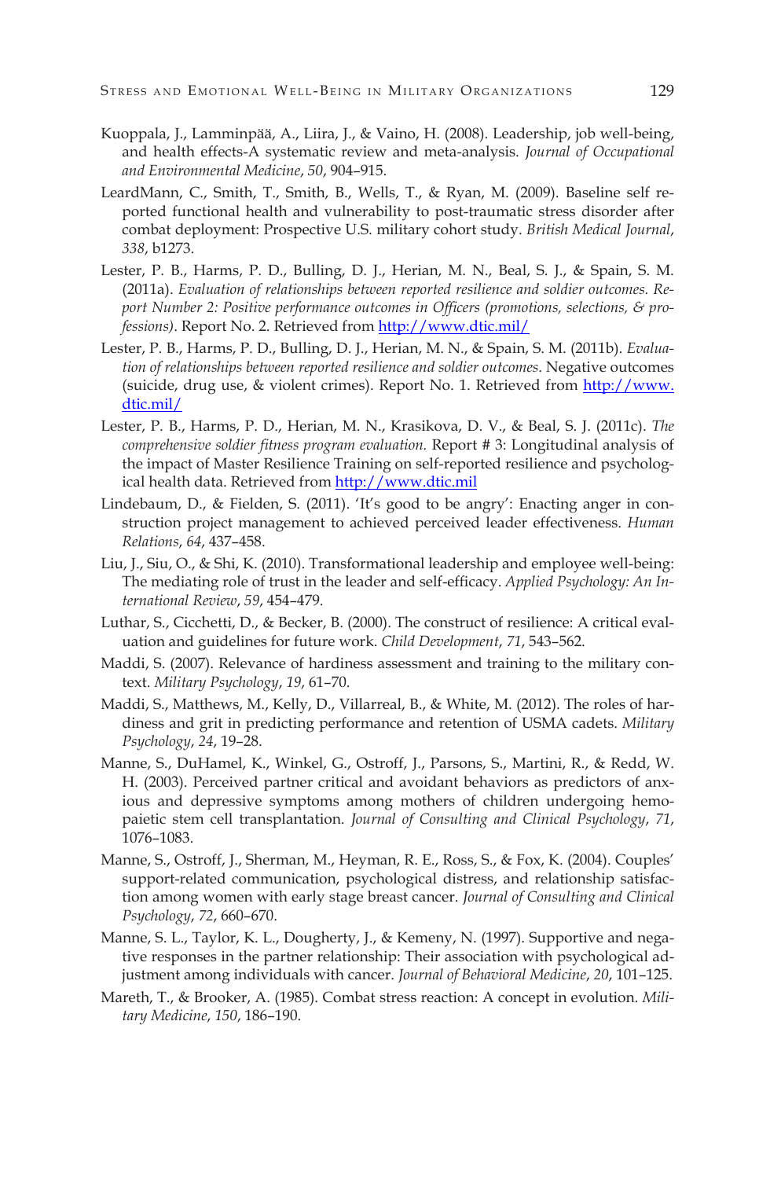Kuoppala, J., Lamminpää, A., Liira, J., & Vaino, H. (2008). Leadership, job well-being, and health effects-A systematic review and meta-analysis. *Journal of Occupational and Environmental Medicine*, *50*, 904–915.

LeardMann, C., Smith, T., Smith, B., Wells, T., & Ryan, M. (2009). Baseline self reported functional health and vulnerability to post-traumatic stress disorder after combat deployment: Prospective U.S. military cohort study. *British Medical Journal*, *338*, b1273.

Lester, P. B., Harms, P. D., Bulling, D. J., Herian, M. N., Beal, S. J., & Spain, S. M. (2011a). *Evaluation of relationships between reported resilience and soldier outcomes. Report Number 2: Positive performance outcomes in Officers (promotions, selections, & professions)*. Report No. 2. Retrieved from http://www.dtic.mil/

Lester, P. B., Harms, P. D., Bulling, D. J., Herian, M. N., & Spain, S. M. (2011b). *Evaluation of relationships between reported resilience and soldier outcomes*. Negative outcomes (suicide, drug use, & violent crimes). Report No. 1. Retrieved from http://www.dtic.mil/

Lester, P. B., Harms, P. D., Herian, M. N., Krasikova, D. V., & Beal, S. J. (2011c). *The comprehensive soldier fitness program evaluation.* Report # 3: Longitudinal analysis of the impact of Master Resilience Training on self-reported resilience and psychological health data. Retrieved from http://www.dtic.mil

Lindebaum, D., & Fielden, S. (2011). 'It's good to be angry': Enacting anger in construction project management to achieved perceived leader effectiveness. *Human Relations*, *64*, 437–458.

Liu, J., Siu, O., & Shi, K. (2010). Transformational leadership and employee well-being: The mediating role of trust in the leader and self-efficacy. *Applied Psychology: An International Review*, *59*, 454–479.

Luthar, S., Cicchetti, D., & Becker, B. (2000). The construct of resilience: A critical evaluation and guidelines for future work. *Child Development*, *71*, 543–562.

Maddi, S. (2007). Relevance of hardiness assessment and training to the military context. *Military Psychology*, *19*, 61–70.

Maddi, S., Matthews, M., Kelly, D., Villarreal, B., & White, M. (2012). The roles of hardiness and grit in predicting performance and retention of USMA cadets. *Military Psychology*, *24*, 19–28.

Manne, S., DuHamel, K., Winkel, G., Ostroff, J., Parsons, S., Martini, R., & Redd, W. H. (2003). Perceived partner critical and avoidant behaviors as predictors of anxious and depressive symptoms among mothers of children undergoing hemopaietic stem cell transplantation. *Journal of Consulting and Clinical Psychology*, *71*, 1076–1083.

Manne, S., Ostroff, J., Sherman, M., Heyman, R. E., Ross, S., & Fox, K. (2004). Couples' support-related communication, psychological distress, and relationship satisfaction among women with early stage breast cancer. *Journal of Consulting and Clinical Psychology*, *72*, 660–670.

Manne, S. L., Taylor, K. L., Dougherty, J., & Kemeny, N. (1997). Supportive and negative responses in the partner relationship: Their association with psychological adjustment among individuals with cancer. *Journal of Behavioral Medicine*, *20*, 101–125.

Mareth, T., & Brooker, A. (1985). Combat stress reaction: A concept in evolution. *Military Medicine*, *150*, 186–190.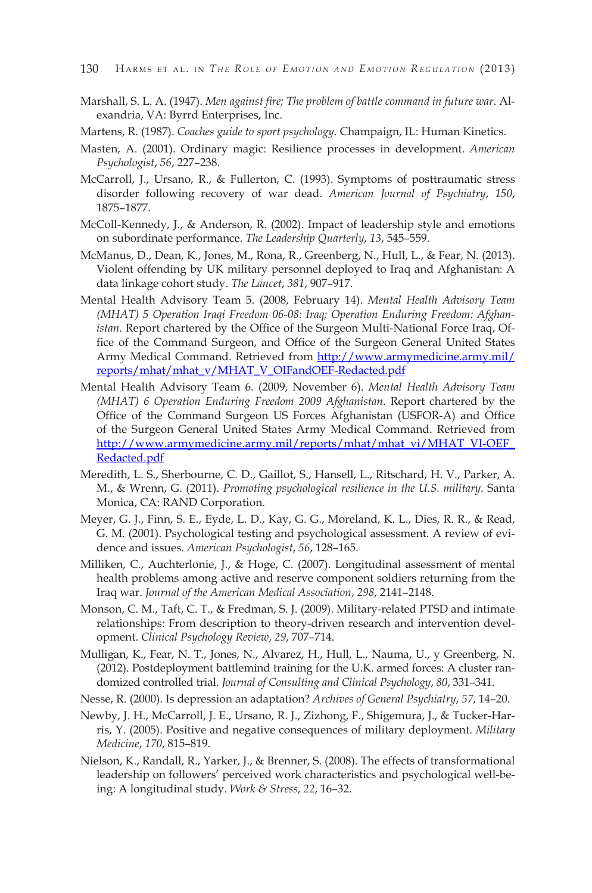Marshall, S. L. A. (1947). *Men against fire; The problem of battle command in future war*. Alexandria, VA: Byrrd Enterprises, Inc.

Martens, R. (1987). *Coaches guide to sport psychology*. Champaign, IL: Human Kinetics.

Masten, A. (2001). Ordinary magic: Resilience processes in development. *American Psychologist*, *56*, 227–238.

McCarroll, J., Ursano, R., & Fullerton, C. (1993). Symptoms of posttraumatic stress disorder following recovery of war dead. *American Journal of Psychiatry*, *150*, 1875–1877.

McColl-Kennedy, J., & Anderson, R. (2002). Impact of leadership style and emotions on subordinate performance. *The Leadership Quarterly*, *13*, 545–559.

McManus, D., Dean, K., Jones, M., Rona, R., Greenberg, N., Hull, L., & Fear, N. (2013). Violent offending by UK military personnel deployed to Iraq and Afghanistan: A data linkage cohort study. *The Lancet*, *381*, 907–917.

Mental Health Advisory Team 5. (2008, February 14). *Mental Health Advisory Team (MHAT) 5 Operation Iraqi Freedom 06-08: Iraq; Operation Enduring Freedom: Afghanistan*. Report chartered by the Office of the Surgeon Multi-National Force Iraq, Office of the Command Surgeon, and Office of the Surgeon General United States Army Medical Command. Retrieved from http://www.armymedicine.army.mil/reports/mhat/mhat_v/MHAT_V_OIFandOEF-Redacted.pdf

Mental Health Advisory Team 6. (2009, November 6). *Mental Health Advisory Team (MHAT) 6 Operation Enduring Freedom 2009 Afghanistan*. Report chartered by the Office of the Command Surgeon US Forces Afghanistan (USFOR-A) and Office of the Surgeon General United States Army Medical Command. Retrieved from http://www.armymedicine.army.mil/reports/mhat/mhat_vi/MHAT_VI-OEF_Redacted.pdf

Meredith, L. S., Sherbourne, C. D., Gaillot, S., Hansell, L., Ritschard, H. V., Parker, A. M., & Wrenn, G. (2011). *Promoting psychological resilience in the U.S. military*. Santa Monica, CA: RAND Corporation.

Meyer, G. J., Finn, S. E., Eyde, L. D., Kay, G. G., Moreland, K. L., Dies, R. R., & Read, G. M. (2001). Psychological testing and psychological assessment. A review of evidence and issues. *American Psychologist*, *56*, 128–165.

Milliken, C., Auchterlonie, J., & Hoge, C. (2007). Longitudinal assessment of mental health problems among active and reserve component soldiers returning from the Iraq war. *Journal of the American Medical Association*, *298*, 2141–2148.

Monson, C. M., Taft, C. T., & Fredman, S. J. (2009). Military-related PTSD and intimate relationships: From description to theory-driven research and intervention development. *Clinical Psychology Review*, *29*, 707–714.

Mulligan, K., Fear, N. T., Jones, N., Alvarez, H., Hull, L., Nauma, U., y Greenberg, N. (2012). Postdeployment battlemind training for the U.K. armed forces: A cluster randomized controlled trial. *Journal of Consulting and Clinical Psychology*, *80*, 331–341.

Nesse, R. (2000). Is depression an adaptation? *Archives of General Psychiatry*, *57*, 14–20.

Newby, J. H., McCarroll, J. E., Ursano, R. J., Zizhong, F., Shigemura, J., & Tucker-Harris, Y. (2005). Positive and negative consequences of military deployment. *Military Medicine*, *170*, 815–819.

Nielson, K., Randall, R., Yarker, J., & Brenner, S. (2008). The effects of transformational leadership on followers' perceived work characteristics and psychological well-being: A longitudinal study. *Work & Stress*, *22*, 16–32.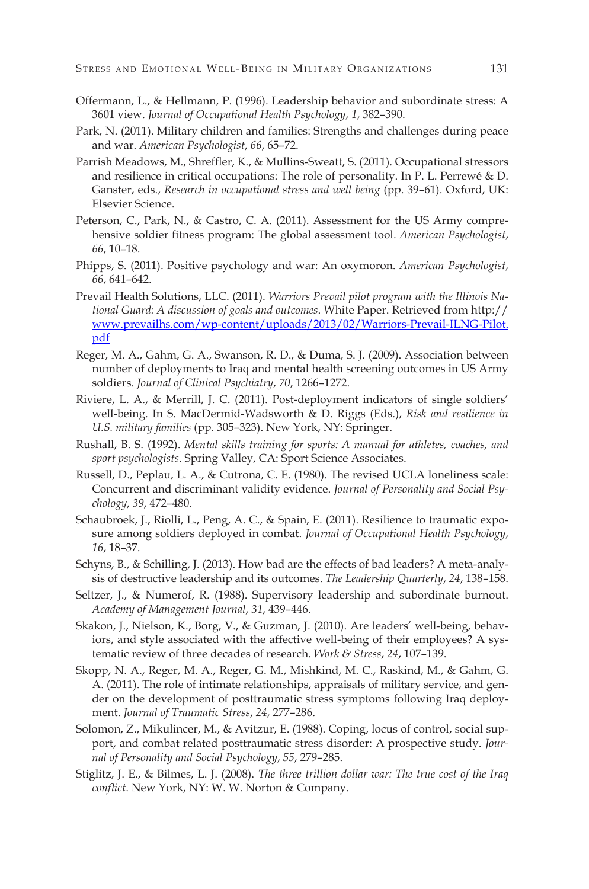Offermann, L., & Hellmann, P. (1996). Leadership behavior and subordinate stress: A 3601 view. *Journal of Occupational Health Psychology*, *1*, 382–390.

Park, N. (2011). Military children and families: Strengths and challenges during peace and war. *American Psychologist*, *66*, 65–72.

Parrish Meadows, M., Shreffler, K., & Mullins-Sweatt, S. (2011). Occupational stressors and resilience in critical occupations: The role of personality. In P. L. Perrewé & D. Ganster, eds., *Research in occupational stress and well being* (pp. 39–61). Oxford, UK: Elsevier Science.

Peterson, C., Park, N., & Castro, C. A. (2011). Assessment for the US Army comprehensive soldier fitness program: The global assessment tool. *American Psychologist*, *66*, 10–18.

Phipps, S. (2011). Positive psychology and war: An oxymoron. *American Psychologist*, *66*, 641–642.

Prevail Health Solutions, LLC. (2011). *Warriors Prevail pilot program with the Illinois National Guard: A discussion of goals and outcomes*. White Paper. Retrieved from http://www.prevailhs.com/wp-content/uploads/2013/02/Warriors-Prevail-ILNG-Pilot.pdf

Reger, M. A., Gahm, G. A., Swanson, R. D., & Duma, S. J. (2009). Association between number of deployments to Iraq and mental health screening outcomes in US Army soldiers. *Journal of Clinical Psychiatry*, *70*, 1266–1272.

Riviere, L. A., & Merrill, J. C. (2011). Post-deployment indicators of single soldiers' well-being. In S. MacDermid-Wadsworth & D. Riggs (Eds.), *Risk and resilience in U.S. military families* (pp. 305–323). New York, NY: Springer.

Rushall, B. S. (1992). *Mental skills training for sports: A manual for athletes, coaches, and sport psychologists*. Spring Valley, CA: Sport Science Associates.

Russell, D., Peplau, L. A., & Cutrona, C. E. (1980). The revised UCLA loneliness scale: Concurrent and discriminant validity evidence. *Journal of Personality and Social Psychology*, *39*, 472–480.

Schaubroek, J., Riolli, L., Peng, A. C., & Spain, E. (2011). Resilience to traumatic exposure among soldiers deployed in combat. *Journal of Occupational Health Psychology*, *16*, 18–37.

Schyns, B., & Schilling, J. (2013). How bad are the effects of bad leaders? A meta-analysis of destructive leadership and its outcomes. *The Leadership Quarterly*, *24*, 138–158.

Seltzer, J., & Numerof, R. (1988). Supervisory leadership and subordinate burnout. *Academy of Management Journal*, *31*, 439–446.

Skakon, J., Nielson, K., Borg, V., & Guzman, J. (2010). Are leaders' well-being, behaviors, and style associated with the affective well-being of their employees? A systematic review of three decades of research. *Work & Stress*, *24*, 107–139.

Skopp, N. A., Reger, M. A., Reger, G. M., Mishkind, M. C., Raskind, M., & Gahm, G. A. (2011). The role of intimate relationships, appraisals of military service, and gender on the development of posttraumatic stress symptoms following Iraq deployment. *Journal of Traumatic Stress*, *24*, 277–286.

Solomon, Z., Mikulincer, M., & Avitzur, E. (1988). Coping, locus of control, social support, and combat related posttraumatic stress disorder: A prospective study. *Journal of Personality and Social Psychology*, *55*, 279–285.

Stiglitz, J. E., & Bilmes, L. J. (2008). *The three trillion dollar war: The true cost of the Iraq conflict*. New York, NY: W. W. Norton & Company.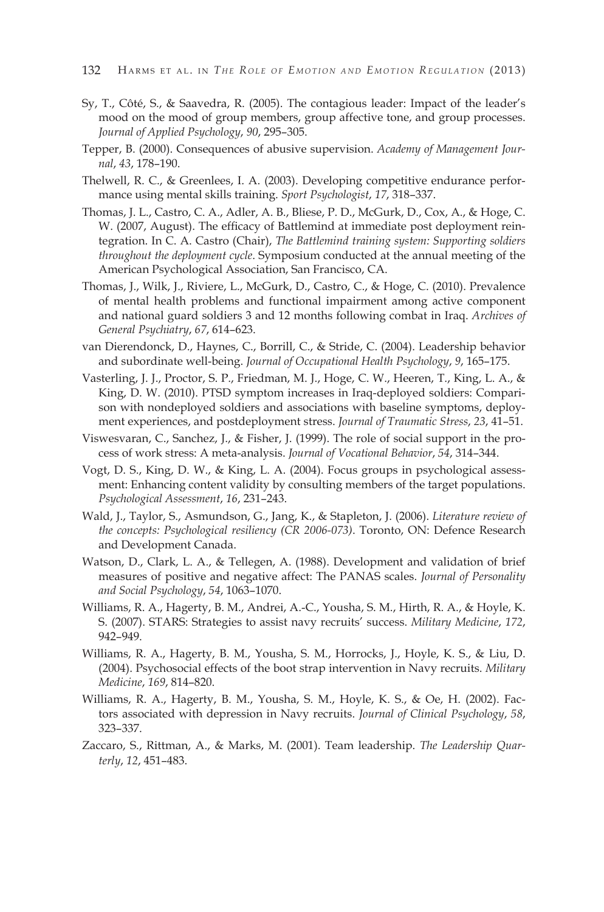Sy, T., Côté, S., & Saavedra, R. (2005). The contagious leader: Impact of the leader's mood on the mood of group members, group affective tone, and group processes. *Journal of Applied Psychology*, *90*, 295–305.

Tepper, B. (2000). Consequences of abusive supervision. *Academy of Management Journal*, *43*, 178–190.

Thelwell, R. C., & Greenlees, I. A. (2003). Developing competitive endurance performance using mental skills training. *Sport Psychologist*, *17*, 318–337.

Thomas, J. L., Castro, C. A., Adler, A. B., Bliese, P. D., McGurk, D., Cox, A., & Hoge, C. W. (2007, August). The efficacy of Battlemind at immediate post deployment reintegration. In C. A. Castro (Chair), *The Battlemind training system: Supporting soldiers throughout the deployment cycle*. Symposium conducted at the annual meeting of the American Psychological Association, San Francisco, CA.

Thomas, J., Wilk, J., Riviere, L., McGurk, D., Castro, C., & Hoge, C. (2010). Prevalence of mental health problems and functional impairment among active component and national guard soldiers 3 and 12 months following combat in Iraq. *Archives of General Psychiatry*, *67*, 614–623.

van Dierendonck, D., Haynes, C., Borrill, C., & Stride, C. (2004). Leadership behavior and subordinate well-being. *Journal of Occupational Health Psychology*, *9*, 165–175.

Vasterling, J. J., Proctor, S. P., Friedman, M. J., Hoge, C. W., Heeren, T., King, L. A., & King, D. W. (2010). PTSD symptom increases in Iraq-deployed soldiers: Comparison with nondeployed soldiers and associations with baseline symptoms, deployment experiences, and postdeployment stress. *Journal of Traumatic Stress*, *23*, 41–51.

Viswesvaran, C., Sanchez, J., & Fisher, J. (1999). The role of social support in the process of work stress: A meta-analysis. *Journal of Vocational Behavior*, *54*, 314–344.

Vogt, D. S., King, D. W., & King, L. A. (2004). Focus groups in psychological assessment: Enhancing content validity by consulting members of the target populations. *Psychological Assessment*, *16*, 231–243.

Wald, J., Taylor, S., Asmundson, G., Jang, K., & Stapleton, J. (2006). *Literature review of the concepts: Psychological resiliency (CR 2006-073)*. Toronto, ON: Defence Research and Development Canada.

Watson, D., Clark, L. A., & Tellegen, A. (1988). Development and validation of brief measures of positive and negative affect: The PANAS scales. *Journal of Personality and Social Psychology*, *54*, 1063–1070.

Williams, R. A., Hagerty, B. M., Andrei, A.-C., Yousha, S. M., Hirth, R. A., & Hoyle, K. S. (2007). STARS: Strategies to assist navy recruits' success. *Military Medicine*, *172*, 942–949.

Williams, R. A., Hagerty, B. M., Yousha, S. M., Horrocks, J., Hoyle, K. S., & Liu, D. (2004). Psychosocial effects of the boot strap intervention in Navy recruits. *Military Medicine*, *169*, 814–820.

Williams, R. A., Hagerty, B. M., Yousha, S. M., Hoyle, K. S., & Oe, H. (2002). Factors associated with depression in Navy recruits. *Journal of Clinical Psychology*, *58*, 323–337.

Zaccaro, S., Rittman, A., & Marks, M. (2001). Team leadership. *The Leadership Quarterly*, *12*, 451–483.